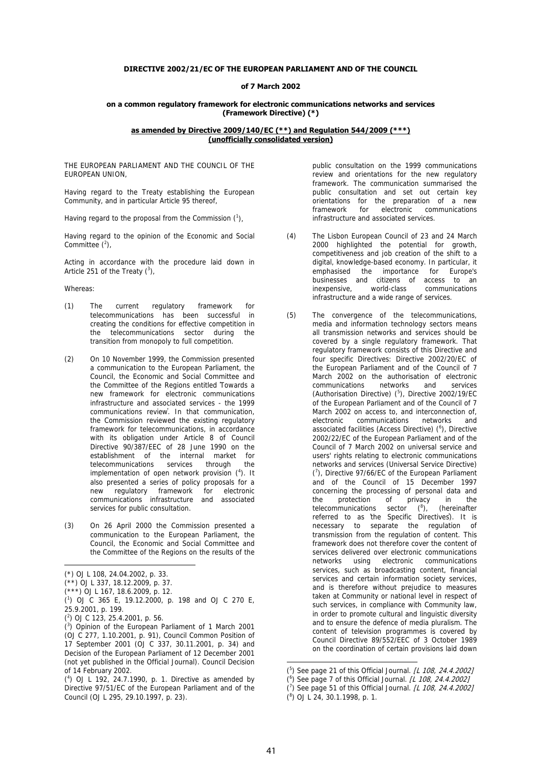**DIRECTIVE 2002/21/EC OF THE EUROPEAN PARLIAMENT AND OF THE COUNCIL**

**of 7 March 2002**

**on a common regulatory framework for electronic communications networks and services (Framework Directive) (*)**

**as amended by Directive 2009/140/EC (**) and Regulation 544/2009 (***) (unofficially consolidated version)**

THE EUROPEAN PARLIAMENT AND THE COUNCIL OF THE EUROPEAN UNION,

Having regard to the Treaty establishing the European Community, and in particular Article 95 thereof,

Having regard to the proposal from the Commission ([1]),

Having regard to the opinion of the Economic and Social Committee ([2]),

Acting in accordance with the procedure laid down in Article 251 of the Treaty ([3]),

Whereas:

(1) The current regulatory framework for telecommunications has been successful in creating the conditions for effective competition in the telecommunications sector during the transition from monopoly to full competition.

(2) On 10 November 1999, the Commission presented a communication to the European Parliament, the Council, the Economic and Social Committee and the Committee of the Regions entitled 'Towards a new framework for electronic communications infrastructure and associated services - the 1999 communications review'. In that communication, the Commission reviewed the existing regulatory framework for telecommunications, in accordance with its obligation under Article 8 of Council Directive 90/387/EEC of 28 June 1990 on the establishment of the internal market for telecommunications services through the implementation of open network provision ([4]). It also presented a series of policy proposals for a new regulatory framework for electronic communications infrastructure and associated services for public consultation.

(3) On 26 April 2000 the Commission presented a communication to the European Parliament, the Council, the Economic and Social Committee and the Committee of the Regions on the results of the public consultation on the 1999 communications review and orientations for the new regulatory framework. The communication summarised the public consultation and set out certain key orientations for the preparation of a new framework for electronic communications infrastructure and associated services.

(4) The Lisbon European Council of 23 and 24 March 2000 highlighted the potential for growth, competitiveness and job creation of the shift to a digital, knowledge-based economy. In particular, it emphasised the importance for Europe's businesses and citizens of access to an inexpensive, world-class communications infrastructure and a wide range of services.

(5) The convergence of the telecommunications, media and information technology sectors means all transmission networks and services should be covered by a single regulatory framework. That regulatory framework consists of this Directive and four specific Directives: Directive 2002/20/EC of the European Parliament and of the Council of 7 March 2002 on the authorisation of electronic communications networks and services (Authorisation Directive) ([5]), Directive 2002/19/EC of the European Parliament and of the Council of 7 March 2002 on access to, and interconnection of, electronic communications networks and associated facilities (Access Directive) ([6]), Directive 2002/22/EC of the European Parliament and of the Council of 7 March 2002 on universal service and users' rights relating to electronic communications networks and services (Universal Service Directive) ([7]), Directive 97/66/EC of the European Parliament and of the Council of 15 December 1997 concerning the processing of personal data and the protection of privacy in the telecommunications sector ([8]), (hereinafter referred to as 'the Specific Directives'). It is necessary to separate the regulation of transmission from the regulation of content. This framework does not therefore cover the content of services delivered over electronic communications networks using electronic communications services, such as broadcasting content, financial services and certain information society services, and is therefore without prejudice to measures taken at Community or national level in respect of such services, in compliance with Community law, in order to promote cultural and linguistic diversity and to ensure the defence of media pluralism. The content of television programmes is covered by Council Directive 89/552/EEC of 3 October 1989 on the coordination of certain provisions laid down

---

(*) OJ L 108, 24.04.2002, p. 33.

(**) OJ L 337, 18.12.2009, p. 37.

(***) OJ L 167, 18.6.2009, p. 12.

([1]) OJ C 365 E, 19.12.2000, p. 198 and OJ C 270 E, 25.9.2001, p. 199.

([2]) OJ C 123, 25.4.2001, p. 56.

([3]) Opinion of the European Parliament of 1 March 2001 (OJ C 277, 1.10.2001, p. 91), Council Common Position of 17 September 2001 (OJ C 337, 30.11.2001, p. 34) and Decision of the European Parliament of 12 December 2001 (not yet published in the Official Journal). Council Decision of 14 February 2002.

([4]) OJ L 192, 24.7.1990, p. 1. Directive as amended by Directive 97/51/EC of the European Parliament and of the Council (OJ L 295, 29.10.1997, p. 23).

([5]) See page 21 of this Official Journal. *[L 108, 24.4.2002]*

([6]) See page 7 of this Official Journal. *[L 108, 24.4.2002]*

([7]) See page 51 of this Official Journal. *[L 108, 24.4.2002]*

([8]) OJ L 24, 30.1.1998, p. 1.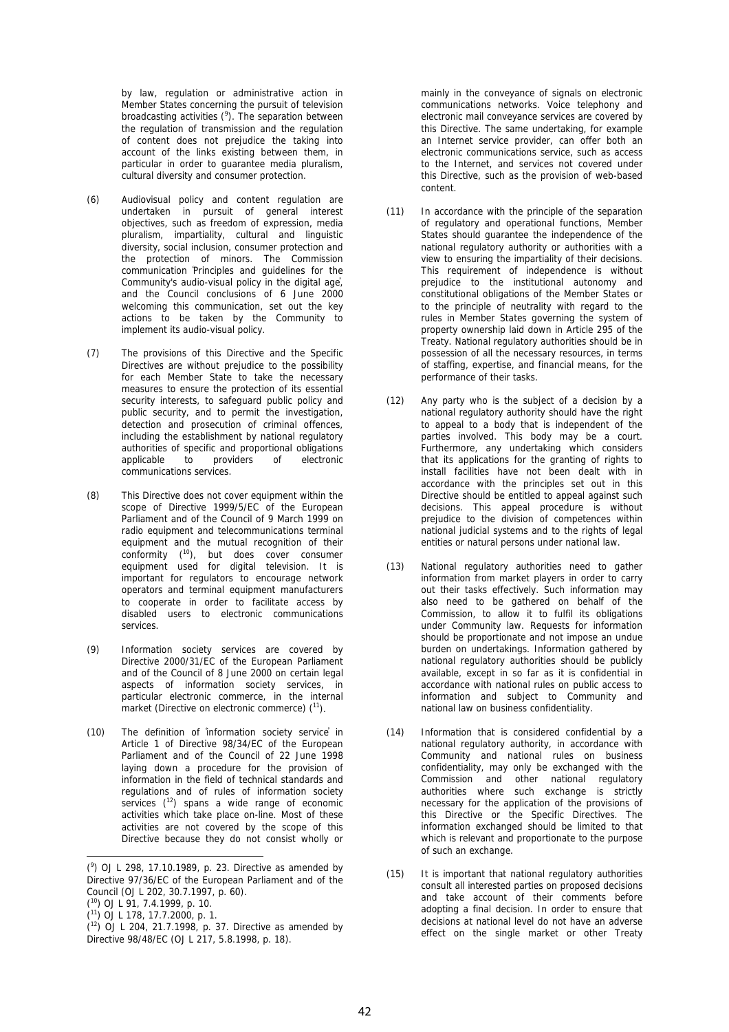by law, regulation or administrative action in Member States concerning the pursuit of television broadcasting activities [9]. The separation between the regulation of transmission and the regulation of content does not prejudice the taking into account of the links existing between them, in particular in order to guarantee media pluralism, cultural diversity and consumer protection.

(6) Audiovisual policy and content regulation are undertaken in pursuit of general interest objectives, such as freedom of expression, media pluralism, impartiality, cultural and linguistic diversity, social inclusion, consumer protection and the protection of minors. The Commission communication 'Principles and guidelines for the Community's audio-visual policy in the digital age', and the Council conclusions of 6 June 2000 welcoming this communication, set out the key actions to be taken by the Community to implement its audio-visual policy.

(7) The provisions of this Directive and the Specific Directives are without prejudice to the possibility for each Member State to take the necessary measures to ensure the protection of its essential security interests, to safeguard public policy and public security, and to permit the investigation, detection and prosecution of criminal offences, including the establishment by national regulatory authorities of specific and proportional obligations applicable to providers of electronic communications services.

(8) This Directive does not cover equipment within the scope of Directive 1999/5/EC of the European Parliament and of the Council of 9 March 1999 on radio equipment and telecommunications terminal equipment and the mutual recognition of their conformity [10], but does cover consumer equipment used for digital television. It is important for regulators to encourage network operators and terminal equipment manufacturers to cooperate in order to facilitate access by disabled users to electronic communications services.

(9) Information society services are covered by Directive 2000/31/EC of the European Parliament and of the Council of 8 June 2000 on certain legal aspects of information society services, in particular electronic commerce, in the internal market (Directive on electronic commerce) [11].

(10) The definition of 'information society service' in Article 1 of Directive 98/34/EC of the European Parliament and of the Council of 22 June 1998 laying down a procedure for the provision of information in the field of technical standards and regulations and of rules of information society services [12] spans a wide range of economic activities which take place on-line. Most of these activities are not covered by the scope of this Directive because they do not consist wholly or mainly in the conveyance of signals on electronic communications networks. Voice telephony and electronic mail conveyance services are covered by this Directive. The same undertaking, for example an Internet service provider, can offer both an electronic communications service, such as access to the Internet, and services not covered under this Directive, such as the provision of web-based content.

(11) In accordance with the principle of the separation of regulatory and operational functions, Member States should guarantee the independence of the national regulatory authority or authorities with a view to ensuring the impartiality of their decisions. This requirement of independence is without prejudice to the institutional autonomy and constitutional obligations of the Member States or to the principle of neutrality with regard to the rules in Member States governing the system of property ownership laid down in Article 295 of the Treaty. National regulatory authorities should be in possession of all the necessary resources, in terms of staffing, expertise, and financial means, for the performance of their tasks.

(12) Any party who is the subject of a decision by a national regulatory authority should have the right to appeal to a body that is independent of the parties involved. This body may be a court. Furthermore, any undertaking which considers that its applications for the granting of rights to install facilities have not been dealt with in accordance with the principles set out in this Directive should be entitled to appeal against such decisions. This appeal procedure is without prejudice to the division of competences within national judicial systems and to the rights of legal entities or natural persons under national law.

(13) National regulatory authorities need to gather information from market players in order to carry out their tasks effectively. Such information may also need to be gathered on behalf of the Commission, to allow it to fulfil its obligations under Community law. Requests for information should be proportionate and not impose an undue burden on undertakings. Information gathered by national regulatory authorities should be publicly available, except in so far as it is confidential in accordance with national rules on public access to information and subject to Community and national law on business confidentiality.

(14) Information that is considered confidential by a national regulatory authority, in accordance with Community and national rules on business confidentiality, may only be exchanged with the Commission and other national regulatory authorities where such exchange is strictly necessary for the application of the provisions of this Directive or the Specific Directives. The information exchanged should be limited to that which is relevant and proportionate to the purpose of such an exchange.

(15) It is important that national regulatory authorities consult all interested parties on proposed decisions and take account of their comments before adopting a final decision. In order to ensure that decisions at national level do not have an adverse effect on the single market or other Treaty

---

[9] OJ L 298, 17.10.1989, p. 23. Directive as amended by Directive 97/36/EC of the European Parliament and of the Council (OJ L 202, 30.7.1997, p. 60).

[10] OJ L 91, 7.4.1999, p. 10.

[11] OJ L 178, 17.7.2000, p. 1.

[12] OJ L 204, 21.7.1998, p. 37. Directive as amended by Directive 98/48/EC (OJ L 217, 5.8.1998, p. 18).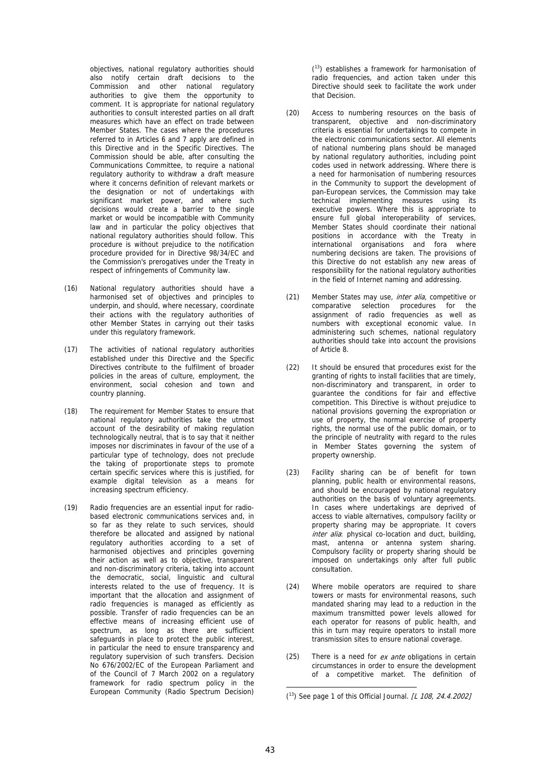objectives, national regulatory authorities should also notify certain draft decisions to the Commission and other national regulatory authorities to give them the opportunity to comment. It is appropriate for national regulatory authorities to consult interested parties on all draft measures which have an effect on trade between Member States. The cases where the procedures referred to in Articles 6 and 7 apply are defined in this Directive and in the Specific Directives. The Commission should be able, after consulting the Communications Committee, to require a national regulatory authority to withdraw a draft measure where it concerns definition of relevant markets or the designation or not of undertakings with significant market power, and where such decisions would create a barrier to the single market or would be incompatible with Community law and in particular the policy objectives that national regulatory authorities should follow. This procedure is without prejudice to the notification procedure provided for in Directive 98/34/EC and the Commission's prerogatives under the Treaty in respect of infringements of Community law.

(16) National regulatory authorities should have a harmonised set of objectives and principles to underpin, and should, where necessary, coordinate their actions with the regulatory authorities of other Member States in carrying out their tasks under this regulatory framework.

(17) The activities of national regulatory authorities established under this Directive and the Specific Directives contribute to the fulfilment of broader policies in the areas of culture, employment, the environment, social cohesion and town and country planning.

(18) The requirement for Member States to ensure that national regulatory authorities take the utmost account of the desirability of making regulation technologically neutral, that is to say that it neither imposes nor discriminates in favour of the use of a particular type of technology, does not preclude the taking of proportionate steps to promote certain specific services where this is justified, for example digital television as a means for increasing spectrum efficiency.

(19) Radio frequencies are an essential input for radio-based electronic communications services and, in so far as they relate to such services, should therefore be allocated and assigned by national regulatory authorities according to a set of harmonised objectives and principles governing their action as well as to objective, transparent and non-discriminatory criteria, taking into account the democratic, social, linguistic and cultural interests related to the use of frequency. It is important that the allocation and assignment of radio frequencies is managed as efficiently as possible. Transfer of radio frequencies can be an effective means of increasing efficient use of spectrum, as long as there are sufficient safeguards in place to protect the public interest, in particular the need to ensure transparency and regulatory supervision of such transfers. Decision No 676/2002/EC of the European Parliament and of the Council of 7 March 2002 on a regulatory framework for radio spectrum policy in the European Community (Radio Spectrum Decision) [13] establishes a framework for harmonisation of radio frequencies, and action taken under this Directive should seek to facilitate the work under that Decision.

(20) Access to numbering resources on the basis of transparent, objective and non-discriminatory criteria is essential for undertakings to compete in the electronic communications sector. All elements of national numbering plans should be managed by national regulatory authorities, including point codes used in network addressing. Where there is a need for harmonisation of numbering resources in the Community to support the development of pan-European services, the Commission may take technical implementing measures using its executive powers. Where this is appropriate to ensure full global interoperability of services, Member States should coordinate their national positions in accordance with the Treaty in international organisations and fora where numbering decisions are taken. The provisions of this Directive do not establish any new areas of responsibility for the national regulatory authorities in the field of Internet naming and addressing.

(21) Member States may use, *inter alia*, competitive or comparative selection procedures for the assignment of radio frequencies as well as numbers with exceptional economic value. In administering such schemes, national regulatory authorities should take into account the provisions of Article 8.

(22) It should be ensured that procedures exist for the granting of rights to install facilities that are timely, non-discriminatory and transparent, in order to guarantee the conditions for fair and effective competition. This Directive is without prejudice to national provisions governing the expropriation or use of property, the normal exercise of property rights, the normal use of the public domain, or to the principle of neutrality with regard to the rules in Member States governing the system of property ownership.

(23) Facility sharing can be of benefit for town planning, public health or environmental reasons, and should be encouraged by national regulatory authorities on the basis of voluntary agreements. In cases where undertakings are deprived of access to viable alternatives, compulsory facility or property sharing may be appropriate. It covers *inter alia*: physical co-location and duct, building, mast, antenna or antenna system sharing. Compulsory facility or property sharing should be imposed on undertakings only after full public consultation.

(24) Where mobile operators are required to share towers or masts for environmental reasons, such mandated sharing may lead to a reduction in the maximum transmitted power levels allowed for each operator for reasons of public health, and this in turn may require operators to install more transmission sites to ensure national coverage.

(25) There is a need for *ex ante* obligations in certain circumstances in order to ensure the development of a competitive market. The definition of

[13] See page 1 of this Official Journal. *[L 108, 24.4.2002]*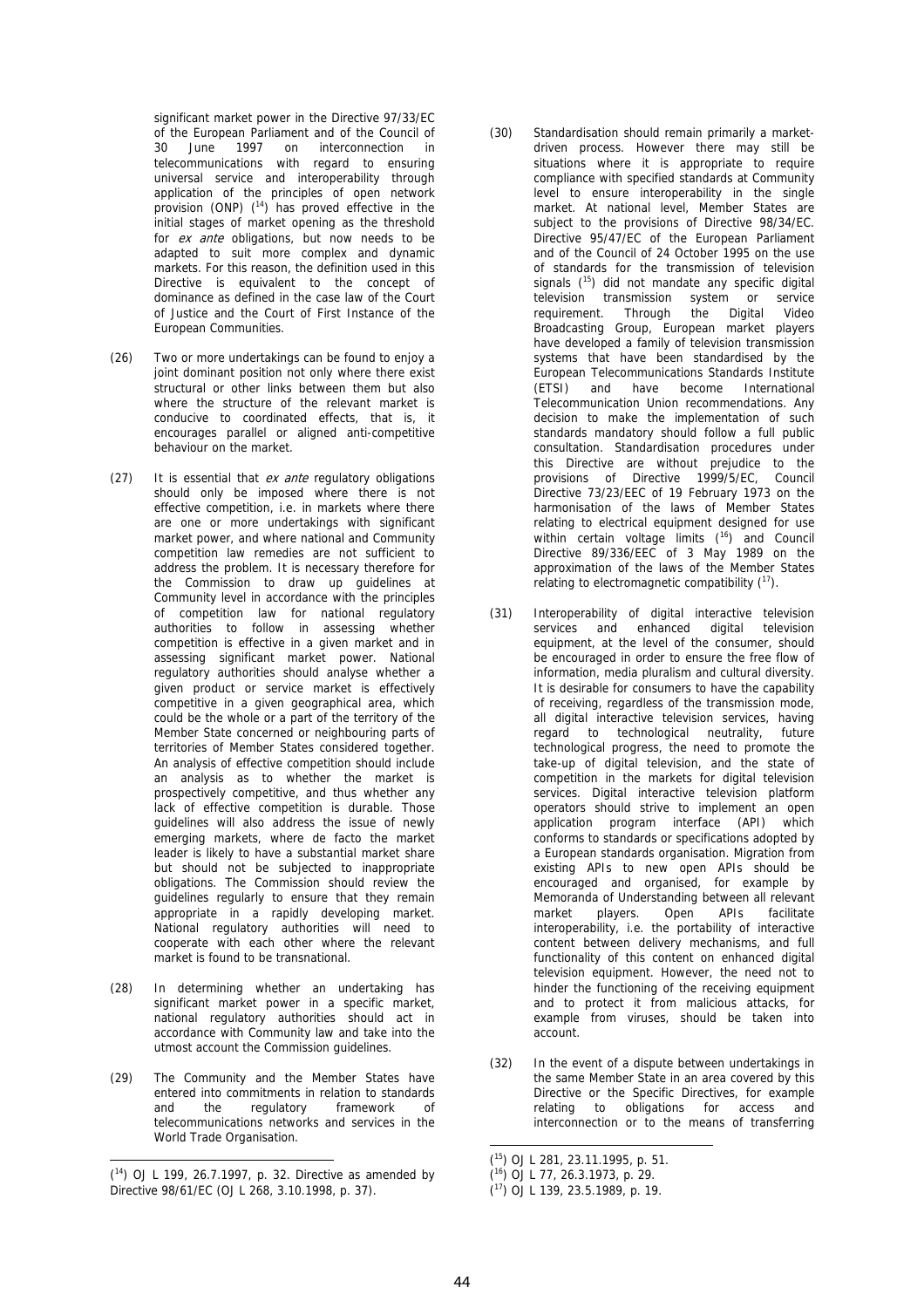significant market power in the Directive 97/33/EC of the European Parliament and of the Council of 30 June 1997 on interconnection in telecommunications with regard to ensuring universal service and interoperability through application of the principles of open network provision (ONP) [14] has proved effective in the initial stages of market opening as the threshold for *ex ante* obligations, but now needs to be adapted to suit more complex and dynamic markets. For this reason, the definition used in this Directive is equivalent to the concept of dominance as defined in the case law of the Court of Justice and the Court of First Instance of the European Communities.

(26) Two or more undertakings can be found to enjoy a joint dominant position not only where there exist structural or other links between them but also where the structure of the relevant market is conducive to coordinated effects, that is, it encourages parallel or aligned anti-competitive behaviour on the market.

(27) It is essential that *ex ante* regulatory obligations should only be imposed where there is not effective competition, i.e. in markets where there are one or more undertakings with significant market power, and where national and Community competition law remedies are not sufficient to address the problem. It is necessary therefore for the Commission to draw up guidelines at Community level in accordance with the principles of competition law for national regulatory authorities to follow in assessing whether competition is effective in a given market and in assessing significant market power. National regulatory authorities should analyse whether a given product or service market is effectively competitive in a given geographical area, which could be the whole or a part of the territory of the Member State concerned or neighbouring parts of territories of Member States considered together. An analysis of effective competition should include an analysis as to whether the market is prospectively competitive, and thus whether any lack of effective competition is durable. Those guidelines will also address the issue of newly emerging markets, where de facto the market leader is likely to have a substantial market share but should not be subjected to inappropriate obligations. The Commission should review the guidelines regularly to ensure that they remain appropriate in a rapidly developing market. National regulatory authorities will need to cooperate with each other where the relevant market is found to be transnational.

(28) In determining whether an undertaking has significant market power in a specific market, national regulatory authorities should act in accordance with Community law and take into the utmost account the Commission guidelines.

(29) The Community and the Member States have entered into commitments in relation to standards and the regulatory framework of telecommunications networks and services in the World Trade Organisation.

(30) Standardisation should remain primarily a market-driven process. However there may still be situations where it is appropriate to require compliance with specified standards at Community level to ensure interoperability in the single market. At national level, Member States are subject to the provisions of Directive 98/34/EC. Directive 95/47/EC of the European Parliament and of the Council of 24 October 1995 on the use of standards for the transmission of television signals [15] did not mandate any specific digital television transmission system or service requirement. Through the Digital Video Broadcasting Group, European market players have developed a family of television transmission systems that have been standardised by the European Telecommunications Standards Institute (ETSI) and have become International Telecommunication Union recommendations. Any decision to make the implementation of such standards mandatory should follow a full public consultation. Standardisation procedures under this Directive are without prejudice to the provisions of Directive 1999/5/EC, Council Directive 73/23/EEC of 19 February 1973 on the harmonisation of the laws of Member States relating to electrical equipment designed for use within certain voltage limits [16] and Council Directive 89/336/EEC of 3 May 1989 on the approximation of the laws of the Member States relating to electromagnetic compatibility [17].

(31) Interoperability of digital interactive television services and enhanced digital television equipment, at the level of the consumer, should be encouraged in order to ensure the free flow of information, media pluralism and cultural diversity. It is desirable for consumers to have the capability of receiving, regardless of the transmission mode, all digital interactive television services, having regard to technological neutrality, future technological progress, the need to promote the take-up of digital television, and the state of competition in the markets for digital television services. Digital interactive television platform operators should strive to implement an open application program interface (API) which conforms to standards or specifications adopted by a European standards organisation. Migration from existing APIs to new open APIs should be encouraged and organised, for example by Memoranda of Understanding between all relevant market players. Open APIs facilitate interoperability, i.e. the portability of interactive content between delivery mechanisms, and full functionality of this content on enhanced digital television equipment. However, the need not to hinder the functioning of the receiving equipment and to protect it from malicious attacks, for example from viruses, should be taken into account.

(32) In the event of a dispute between undertakings in the same Member State in an area covered by this Directive or the Specific Directives, for example relating to obligations for access and interconnection or to the means of transferring

---

[14] OJ L 199, 26.7.1997, p. 32. Directive as amended by Directive 98/61/EC (OJ L 268, 3.10.1998, p. 37).

[15] OJ L 281, 23.11.1995, p. 51.

[16] OJ L 77, 26.3.1973, p. 29.

[17] OJ L 139, 23.5.1989, p. 19.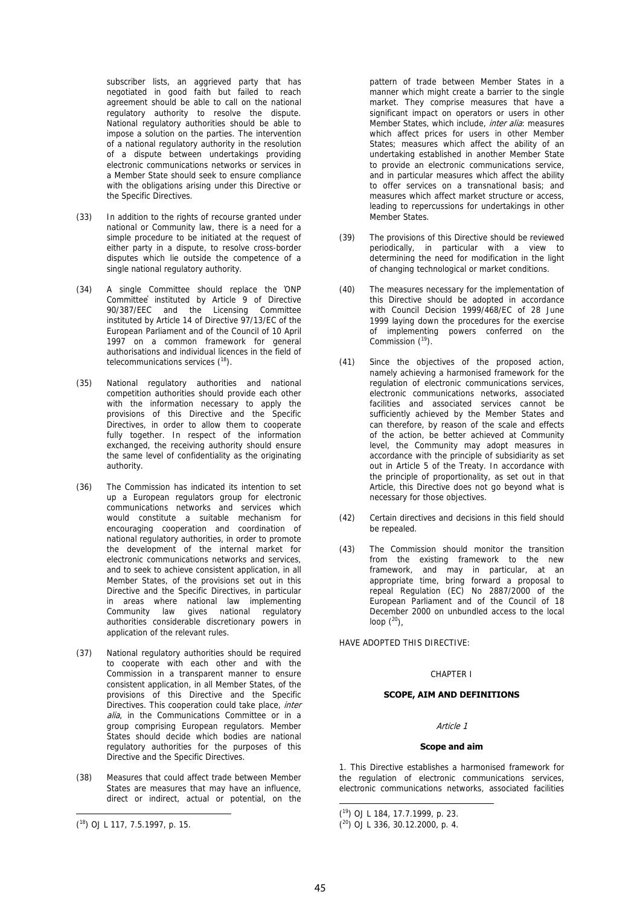subscriber lists, an aggrieved party that has negotiated in good faith but failed to reach agreement should be able to call on the national regulatory authority to resolve the dispute. National regulatory authorities should be able to impose a solution on the parties. The intervention of a national regulatory authority in the resolution of a dispute between undertakings providing electronic communications networks or services in a Member State should seek to ensure compliance with the obligations arising under this Directive or the Specific Directives.

(33) In addition to the rights of recourse granted under national or Community law, there is a need for a simple procedure to be initiated at the request of either party in a dispute, to resolve cross-border disputes which lie outside the competence of a single national regulatory authority.

(34) A single Committee should replace the 'ONP Committee' instituted by Article 9 of Directive 90/387/EEC and the Licensing Committee instituted by Article 14 of Directive 97/13/EC of the European Parliament and of the Council of 10 April 1997 on a common framework for general authorisations and individual licences in the field of telecommunications services ([18]).

(35) National regulatory authorities and national competition authorities should provide each other with the information necessary to apply the provisions of this Directive and the Specific Directives, in order to allow them to cooperate fully together. In respect of the information exchanged, the receiving authority should ensure the same level of confidentiality as the originating authority.

(36) The Commission has indicated its intention to set up a European regulators group for electronic communications networks and services which would constitute a suitable mechanism for encouraging cooperation and coordination of national regulatory authorities, in order to promote the development of the internal market for electronic communications networks and services, and to seek to achieve consistent application, in all Member States, of the provisions set out in this Directive and the Specific Directives, in particular in areas where national law implementing Community law gives national regulatory authorities considerable discretionary powers in application of the relevant rules.

(37) National regulatory authorities should be required to cooperate with each other and with the Commission in a transparent manner to ensure consistent application, in all Member States, of the provisions of this Directive and the Specific Directives. This cooperation could take place, *inter alia*, in the Communications Committee or in a group comprising European regulators. Member States should decide which bodies are national regulatory authorities for the purposes of this Directive and the Specific Directives.

(38) Measures that could affect trade between Member States are measures that may have an influence, direct or indirect, actual or potential, on the pattern of trade between Member States in a manner which might create a barrier to the single market. They comprise measures that have a significant impact on operators or users in other Member States, which include, *inter alia*: measures which affect prices for users in other Member States; measures which affect the ability of an undertaking established in another Member State to provide an electronic communications service, and in particular measures which affect the ability to offer services on a transnational basis; and measures which affect market structure or access, leading to repercussions for undertakings in other Member States.

(39) The provisions of this Directive should be reviewed periodically, in particular with a view to determining the need for modification in the light of changing technological or market conditions.

(40) The measures necessary for the implementation of this Directive should be adopted in accordance with Council Decision 1999/468/EC of 28 June 1999 laying down the procedures for the exercise of implementing powers conferred on the Commission ([19]).

(41) Since the objectives of the proposed action, namely achieving a harmonised framework for the regulation of electronic communications services, electronic communications networks, associated facilities and associated services cannot be sufficiently achieved by the Member States and can therefore, by reason of the scale and effects of the action, be better achieved at Community level, the Community may adopt measures in accordance with the principle of subsidiarity as set out in Article 5 of the Treaty. In accordance with the principle of proportionality, as set out in that Article, this Directive does not go beyond what is necessary for those objectives.

(42) Certain directives and decisions in this field should be repealed.

(43) The Commission should monitor the transition from the existing framework to the new framework, and may in particular, at an appropriate time, bring forward a proposal to repeal Regulation (EC) No 2887/2000 of the European Parliament and of the Council of 18 December 2000 on unbundled access to the local loop ([20]),

HAVE ADOPTED THIS DIRECTIVE:

CHAPTER I

## SCOPE, AIM AND DEFINITIONS

*Article 1*

### Scope and aim

1. This Directive establishes a harmonised framework for the regulation of electronic communications services, electronic communications networks, associated facilities

([18]) OJ L 117, 7.5.1997, p. 15.

([19]) OJ L 184, 17.7.1999, p. 23.

([20]) OJ L 336, 30.12.2000, p. 4.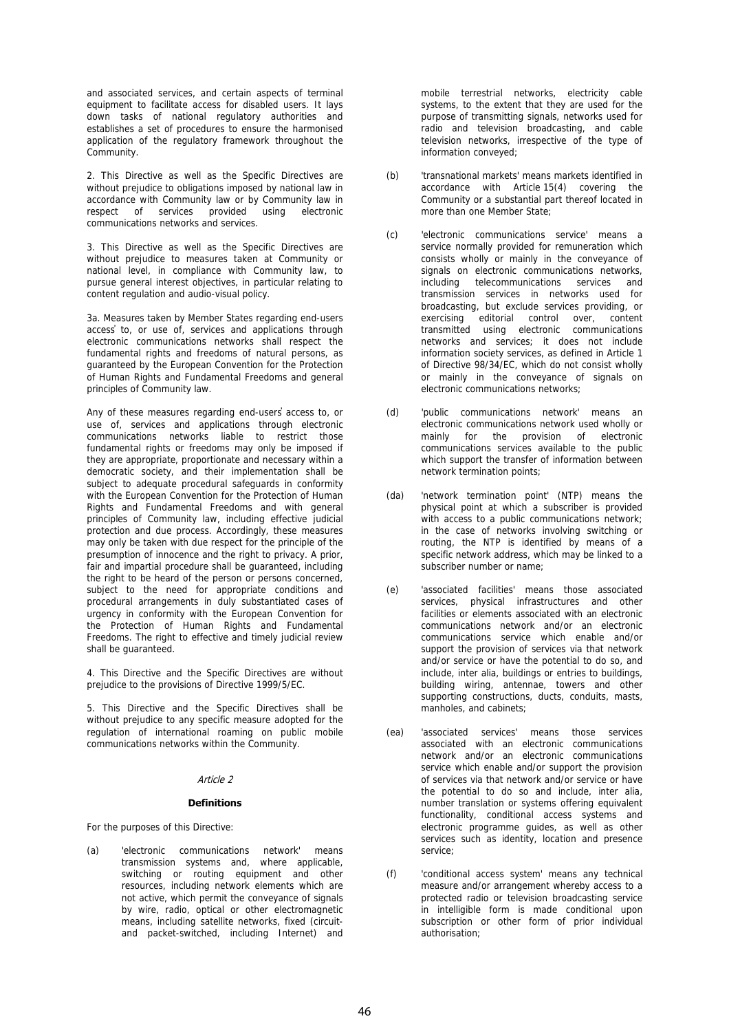and associated services, and certain aspects of terminal equipment to facilitate access for disabled users. It lays down tasks of national regulatory authorities and establishes a set of procedures to ensure the harmonised application of the regulatory framework throughout the Community.

2. This Directive as well as the Specific Directives are without prejudice to obligations imposed by national law in accordance with Community law or by Community law in respect of services provided using electronic communications networks and services.

3. This Directive as well as the Specific Directives are without prejudice to measures taken at Community or national level, in compliance with Community law, to pursue general interest objectives, in particular relating to content regulation and audio-visual policy.

3a. Measures taken by Member States regarding end-users access to, or use of, services and applications through electronic communications networks shall respect the fundamental rights and freedoms of natural persons, as guaranteed by the European Convention for the Protection of Human Rights and Fundamental Freedoms and general principles of Community law.

Any of these measures regarding end-users access to, or use of, services and applications through electronic communications networks liable to restrict those fundamental rights or freedoms may only be imposed if they are appropriate, proportionate and necessary within a democratic society, and their implementation shall be subject to adequate procedural safeguards in conformity with the European Convention for the Protection of Human Rights and Fundamental Freedoms and with general principles of Community law, including effective judicial protection and due process. Accordingly, these measures may only be taken with due respect for the principle of the presumption of innocence and the right to privacy. A prior, fair and impartial procedure shall be guaranteed, including the right to be heard of the person or persons concerned, subject to the need for appropriate conditions and procedural arrangements in duly substantiated cases of urgency in conformity with the European Convention for the Protection of Human Rights and Fundamental Freedoms. The right to effective and timely judicial review shall be guaranteed.

4. This Directive and the Specific Directives are without prejudice to the provisions of Directive 1999/5/EC.

5. This Directive and the Specific Directives shall be without prejudice to any specific measure adopted for the regulation of international roaming on public mobile communications networks within the Community.

*Article 2*

**Definitions**

For the purposes of this Directive:

(a) 'electronic communications network' means transmission systems and, where applicable, switching or routing equipment and other resources, including network elements which are not active, which permit the conveyance of signals by wire, radio, optical or other electromagnetic means, including satellite networks, fixed (circuit- and packet-switched, including Internet) and mobile terrestrial networks, electricity cable systems, to the extent that they are used for the purpose of transmitting signals, networks used for radio and television broadcasting, and cable television networks, irrespective of the type of information conveyed;

(b) 'transnational markets' means markets identified in accordance with Article 15(4) covering the Community or a substantial part thereof located in more than one Member State;

(c) 'electronic communications service' means a service normally provided for remuneration which consists wholly or mainly in the conveyance of signals on electronic communications networks, including telecommunications services and transmission services in networks used for broadcasting, but exclude services providing, or exercising editorial control over, content transmitted using electronic communications networks and services; it does not include information society services, as defined in Article 1 of Directive 98/34/EC, which do not consist wholly or mainly in the conveyance of signals on electronic communications networks;

(d) 'public communications network' means an electronic communications network used wholly or mainly for the provision of electronic communications services available to the public which support the transfer of information between network termination points;

(da) 'network termination point' (NTP) means the physical point at which a subscriber is provided with access to a public communications network; in the case of networks involving switching or routing, the NTP is identified by means of a specific network address, which may be linked to a subscriber number or name;

(e) 'associated facilities' means those associated services, physical infrastructures and other facilities or elements associated with an electronic communications network and/or an electronic communications service which enable and/or support the provision of services via that network and/or service or have the potential to do so, and include, inter alia, buildings or entries to buildings, building wiring, antennae, towers and other supporting constructions, ducts, conduits, masts, manholes, and cabinets;

(ea) 'associated services' means those services associated with an electronic communications network and/or an electronic communications service which enable and/or support the provision of services via that network and/or service or have the potential to do so and include, inter alia, number translation or systems offering equivalent functionality, conditional access systems and electronic programme guides, as well as other services such as identity, location and presence service;

(f) 'conditional access system' means any technical measure and/or arrangement whereby access to a protected radio or television broadcasting service in intelligible form is made conditional upon subscription or other form of prior individual authorisation;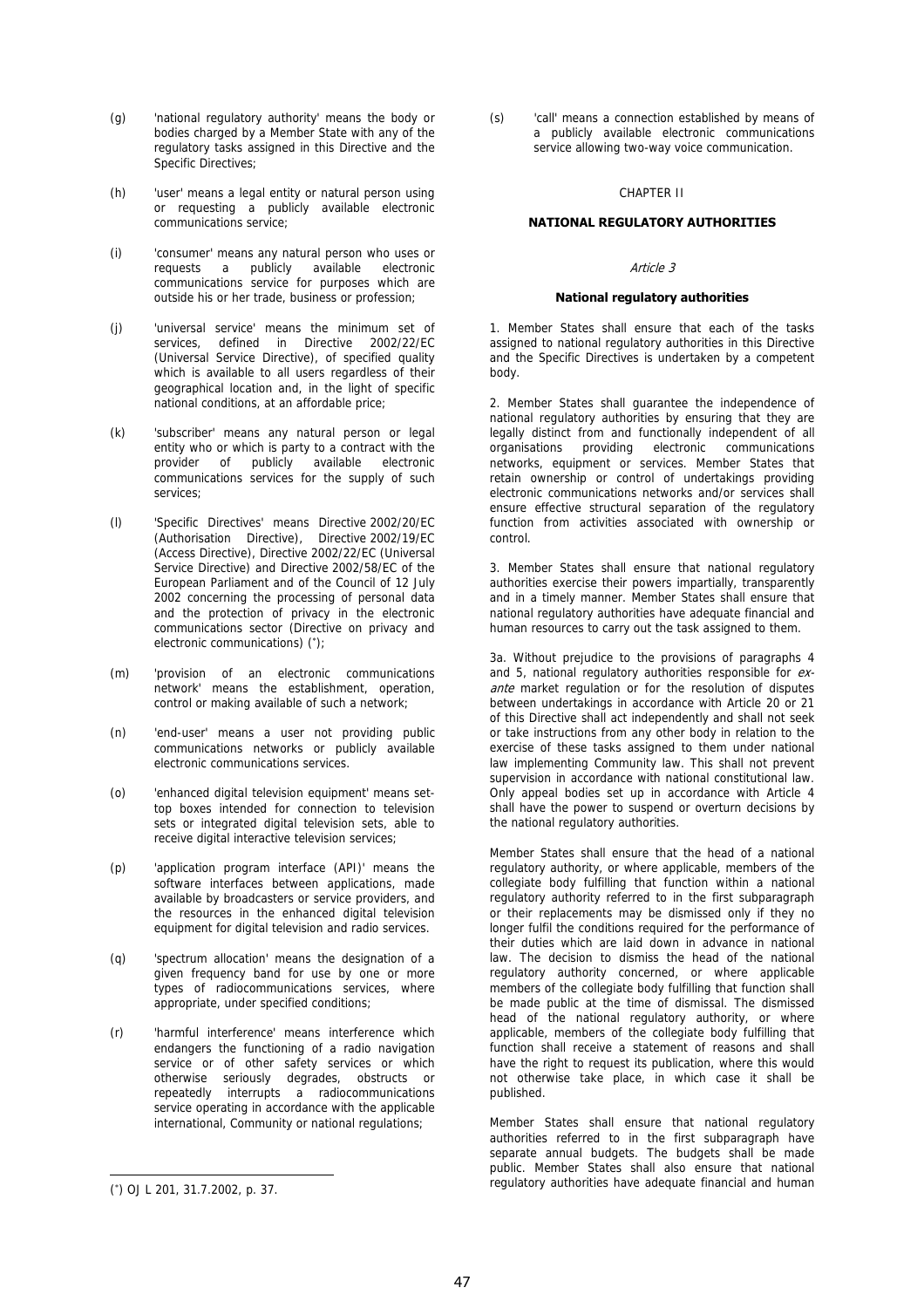(g) 'national regulatory authority' means the body or bodies charged by a Member State with any of the regulatory tasks assigned in this Directive and the Specific Directives;

(h) 'user' means a legal entity or natural person using or requesting a publicly available electronic communications service;

(i) 'consumer' means any natural person who uses or requests a publicly available electronic communications service for purposes which are outside his or her trade, business or profession;

(j) 'universal service' means the minimum set of services, defined in Directive 2002/22/EC (Universal Service Directive), of specified quality which is available to all users regardless of their geographical location and, in the light of specific national conditions, at an affordable price;

(k) 'subscriber' means any natural person or legal entity who or which is party to a contract with the provider of publicly available electronic communications services for the supply of such services;

(l) 'Specific Directives' means Directive 2002/20/EC (Authorisation Directive), Directive 2002/19/EC (Access Directive), Directive 2002/22/EC (Universal Service Directive) and Directive 2002/58/EC of the European Parliament and of the Council of 12 July 2002 concerning the processing of personal data and the protection of privacy in the electronic communications sector (Directive on privacy and electronic communications) (*);

(m) 'provision of an electronic communications network' means the establishment, operation, control or making available of such a network;

(n) 'end-user' means a user not providing public communications networks or publicly available electronic communications services.

(o) 'enhanced digital television equipment' means set-top boxes intended for connection to television sets or integrated digital television sets, able to receive digital interactive television services;

(p) 'application program interface (API)' means the software interfaces between applications, made available by broadcasters or service providers, and the resources in the enhanced digital television equipment for digital television and radio services.

(q) 'spectrum allocation' means the designation of a given frequency band for use by one or more types of radiocommunications services, where appropriate, under specified conditions;

(r) 'harmful interference' means interference which endangers the functioning of a radio navigation service or of other safety services or which otherwise seriously degrades, obstructs or repeatedly interrupts a radiocommunications service operating in accordance with the applicable international, Community or national regulations;

(s) 'call' means a connection established by means of a publicly available electronic communications service allowing two-way voice communication.

CHAPTER II

## NATIONAL REGULATORY AUTHORITIES

*Article 3*

### National regulatory authorities

1. Member States shall ensure that each of the tasks assigned to national regulatory authorities in this Directive and the Specific Directives is undertaken by a competent body.

2. Member States shall guarantee the independence of national regulatory authorities by ensuring that they are legally distinct from and functionally independent of all organisations providing electronic communications networks, equipment or services. Member States that retain ownership or control of undertakings providing electronic communications networks and/or services shall ensure effective structural separation of the regulatory function from activities associated with ownership or control.

3. Member States shall ensure that national regulatory authorities exercise their powers impartially, transparently and in a timely manner. Member States shall ensure that national regulatory authorities have adequate financial and human resources to carry out the task assigned to them.

3a. Without prejudice to the provisions of paragraphs 4 and 5, national regulatory authorities responsible for *ex-ante* market regulation or for the resolution of disputes between undertakings in accordance with Article 20 or 21 of this Directive shall act independently and shall not seek or take instructions from any other body in relation to the exercise of these tasks assigned to them under national law implementing Community law. This shall not prevent supervision in accordance with national constitutional law. Only appeal bodies set up in accordance with Article 4 shall have the power to suspend or overturn decisions by the national regulatory authorities.

Member States shall ensure that the head of a national regulatory authority, or where applicable, members of the collegiate body fulfilling that function within a national regulatory authority referred to in the first subparagraph or their replacements may be dismissed only if they no longer fulfil the conditions required for the performance of their duties which are laid down in advance in national law. The decision to dismiss the head of the national regulatory authority concerned, or where applicable members of the collegiate body fulfilling that function shall be made public at the time of dismissal. The dismissed head of the national regulatory authority, or where applicable, members of the collegiate body fulfilling that function shall receive a statement of reasons and shall have the right to request its publication, where this would not otherwise take place, in which case it shall be published.

Member States shall ensure that national regulatory authorities referred to in the first subparagraph have separate annual budgets. The budgets shall be made public. Member States shall also ensure that national regulatory authorities have adequate financial and human

(*) OJ L 201, 31.7.2002, p. 37.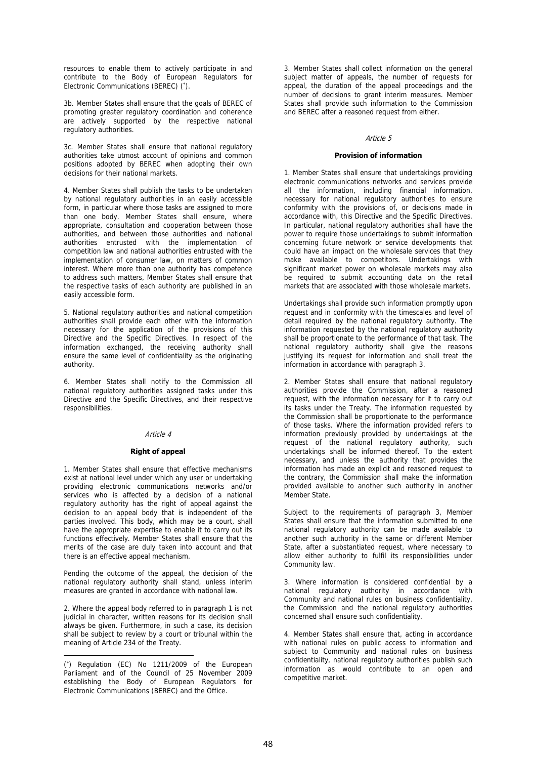resources to enable them to actively participate in and contribute to the Body of European Regulators for Electronic Communications (BEREC) (*).

3b. Member States shall ensure that the goals of BEREC of promoting greater regulatory coordination and coherence are actively supported by the respective national regulatory authorities.

3c. Member States shall ensure that national regulatory authorities take utmost account of opinions and common positions adopted by BEREC when adopting their own decisions for their national markets.

4. Member States shall publish the tasks to be undertaken by national regulatory authorities in an easily accessible form, in particular where those tasks are assigned to more than one body. Member States shall ensure, where appropriate, consultation and cooperation between those authorities, and between those authorities and national authorities entrusted with the implementation of competition law and national authorities entrusted with the implementation of consumer law, on matters of common interest. Where more than one authority has competence to address such matters, Member States shall ensure that the respective tasks of each authority are published in an easily accessible form.

5. National regulatory authorities and national competition authorities shall provide each other with the information necessary for the application of the provisions of this Directive and the Specific Directives. In respect of the information exchanged, the receiving authority shall ensure the same level of confidentiality as the originating authority.

6. Member States shall notify to the Commission all national regulatory authorities assigned tasks under this Directive and the Specific Directives, and their respective responsibilities.

*Article 4*

**Right of appeal**

1. Member States shall ensure that effective mechanisms exist at national level under which any user or undertaking providing electronic communications networks and/or services who is affected by a decision of a national regulatory authority has the right of appeal against the decision to an appeal body that is independent of the parties involved. This body, which may be a court, shall have the appropriate expertise to enable it to carry out its functions effectively. Member States shall ensure that the merits of the case are duly taken into account and that there is an effective appeal mechanism.

Pending the outcome of the appeal, the decision of the national regulatory authority shall stand, unless interim measures are granted in accordance with national law.

2. Where the appeal body referred to in paragraph 1 is not judicial in character, written reasons for its decision shall always be given. Furthermore, in such a case, its decision shall be subject to review by a court or tribunal within the meaning of Article 234 of the Treaty.

(*) Regulation (EC) No 1211/2009 of the European Parliament and of the Council of 25 November 2009 establishing the Body of European Regulators for Electronic Communications (BEREC) and the Office.

3. Member States shall collect information on the general subject matter of appeals, the number of requests for appeal, the duration of the appeal proceedings and the number of decisions to grant interim measures. Member States shall provide such information to the Commission and BEREC after a reasoned request from either.

*Article 5*

**Provision of information**

1. Member States shall ensure that undertakings providing electronic communications networks and services provide all the information, including financial information, necessary for national regulatory authorities to ensure conformity with the provisions of, or decisions made in accordance with, this Directive and the Specific Directives. In particular, national regulatory authorities shall have the power to require those undertakings to submit information concerning future network or service developments that could have an impact on the wholesale services that they make available to competitors. Undertakings with significant market power on wholesale markets may also be required to submit accounting data on the retail markets that are associated with those wholesale markets.

Undertakings shall provide such information promptly upon request and in conformity with the timescales and level of detail required by the national regulatory authority. The information requested by the national regulatory authority shall be proportionate to the performance of that task. The national regulatory authority shall give the reasons justifying its request for information and shall treat the information in accordance with paragraph 3.

2. Member States shall ensure that national regulatory authorities provide the Commission, after a reasoned request, with the information necessary for it to carry out its tasks under the Treaty. The information requested by the Commission shall be proportionate to the performance of those tasks. Where the information provided refers to information previously provided by undertakings at the request of the national regulatory authority, such undertakings shall be informed thereof. To the extent necessary, and unless the authority that provides the information has made an explicit and reasoned request to the contrary, the Commission shall make the information provided available to another such authority in another Member State.

Subject to the requirements of paragraph 3, Member States shall ensure that the information submitted to one national regulatory authority can be made available to another such authority in the same or different Member State, after a substantiated request, where necessary to allow either authority to fulfil its responsibilities under Community law.

3. Where information is considered confidential by a national regulatory authority in accordance with Community and national rules on business confidentiality, the Commission and the national regulatory authorities concerned shall ensure such confidentiality.

4. Member States shall ensure that, acting in accordance with national rules on public access to information and subject to Community and national rules on business confidentiality, national regulatory authorities publish such information as would contribute to an open and competitive market.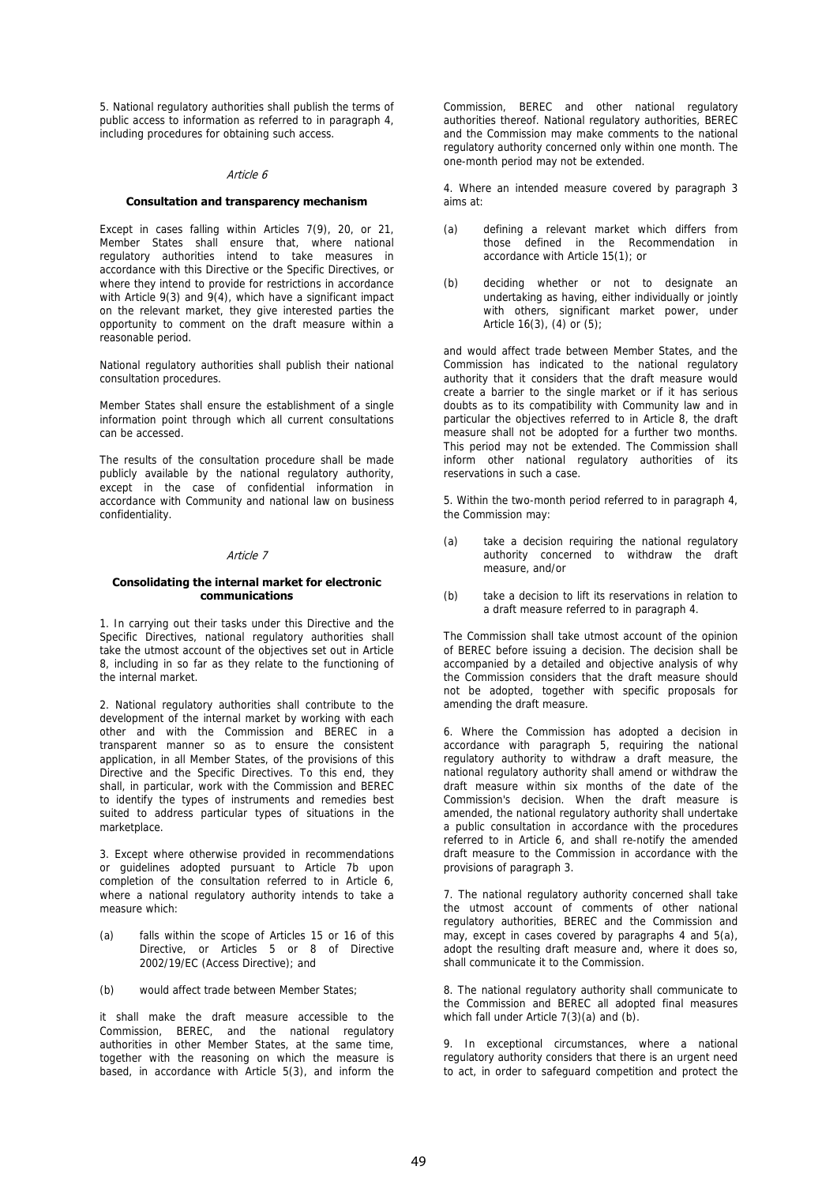5. National regulatory authorities shall publish the terms of public access to information as referred to in paragraph 4, including procedures for obtaining such access.

*Article 6*

**Consultation and transparency mechanism**

Except in cases falling within Articles 7(9), 20, or 21, Member States shall ensure that, where national regulatory authorities intend to take measures in accordance with this Directive or the Specific Directives, or where they intend to provide for restrictions in accordance with Article 9(3) and 9(4), which have a significant impact on the relevant market, they give interested parties the opportunity to comment on the draft measure within a reasonable period.

National regulatory authorities shall publish their national consultation procedures.

Member States shall ensure the establishment of a single information point through which all current consultations can be accessed.

The results of the consultation procedure shall be made publicly available by the national regulatory authority, except in the case of confidential information in accordance with Community and national law on business confidentiality.

*Article 7*

**Consolidating the internal market for electronic communications**

1. In carrying out their tasks under this Directive and the Specific Directives, national regulatory authorities shall take the utmost account of the objectives set out in Article 8, including in so far as they relate to the functioning of the internal market.

2. National regulatory authorities shall contribute to the development of the internal market by working with each other and with the Commission and BEREC in a transparent manner so as to ensure the consistent application, in all Member States, of the provisions of this Directive and the Specific Directives. To this end, they shall, in particular, work with the Commission and BEREC to identify the types of instruments and remedies best suited to address particular types of situations in the marketplace.

3. Except where otherwise provided in recommendations or guidelines adopted pursuant to Article 7b upon completion of the consultation referred to in Article 6, where a national regulatory authority intends to take a measure which:

(a) falls within the scope of Articles 15 or 16 of this Directive, or Articles 5 or 8 of Directive 2002/19/EC (Access Directive); and

(b) would affect trade between Member States;

it shall make the draft measure accessible to the Commission, BEREC, and the national regulatory authorities in other Member States, at the same time, together with the reasoning on which the measure is based, in accordance with Article 5(3), and inform the Commission, BEREC and other national regulatory authorities thereof. National regulatory authorities, BEREC and the Commission may make comments to the national regulatory authority concerned only within one month. The one-month period may not be extended.

4. Where an intended measure covered by paragraph 3 aims at:

(a) defining a relevant market which differs from those defined in the Recommendation in accordance with Article 15(1); or

(b) deciding whether or not to designate an undertaking as having, either individually or jointly with others, significant market power, under Article 16(3), (4) or (5);

and would affect trade between Member States, and the Commission has indicated to the national regulatory authority that it considers that the draft measure would create a barrier to the single market or if it has serious doubts as to its compatibility with Community law and in particular the objectives referred to in Article 8, the draft measure shall not be adopted for a further two months. This period may not be extended. The Commission shall inform other national regulatory authorities of its reservations in such a case.

5. Within the two-month period referred to in paragraph 4, the Commission may:

(a) take a decision requiring the national regulatory authority concerned to withdraw the draft measure, and/or

(b) take a decision to lift its reservations in relation to a draft measure referred to in paragraph 4.

The Commission shall take utmost account of the opinion of BEREC before issuing a decision. The decision shall be accompanied by a detailed and objective analysis of why the Commission considers that the draft measure should not be adopted, together with specific proposals for amending the draft measure.

6. Where the Commission has adopted a decision in accordance with paragraph 5, requiring the national regulatory authority to withdraw a draft measure, the national regulatory authority shall amend or withdraw the draft measure within six months of the date of the Commission's decision. When the draft measure is amended, the national regulatory authority shall undertake a public consultation in accordance with the procedures referred to in Article 6, and shall re-notify the amended draft measure to the Commission in accordance with the provisions of paragraph 3.

7. The national regulatory authority concerned shall take the utmost account of comments of other national regulatory authorities, BEREC and the Commission and may, except in cases covered by paragraphs 4 and 5(a), adopt the resulting draft measure and, where it does so, shall communicate it to the Commission.

8. The national regulatory authority shall communicate to the Commission and BEREC all adopted final measures which fall under Article 7(3)(a) and (b).

9. In exceptional circumstances, where a national regulatory authority considers that there is an urgent need to act, in order to safeguard competition and protect the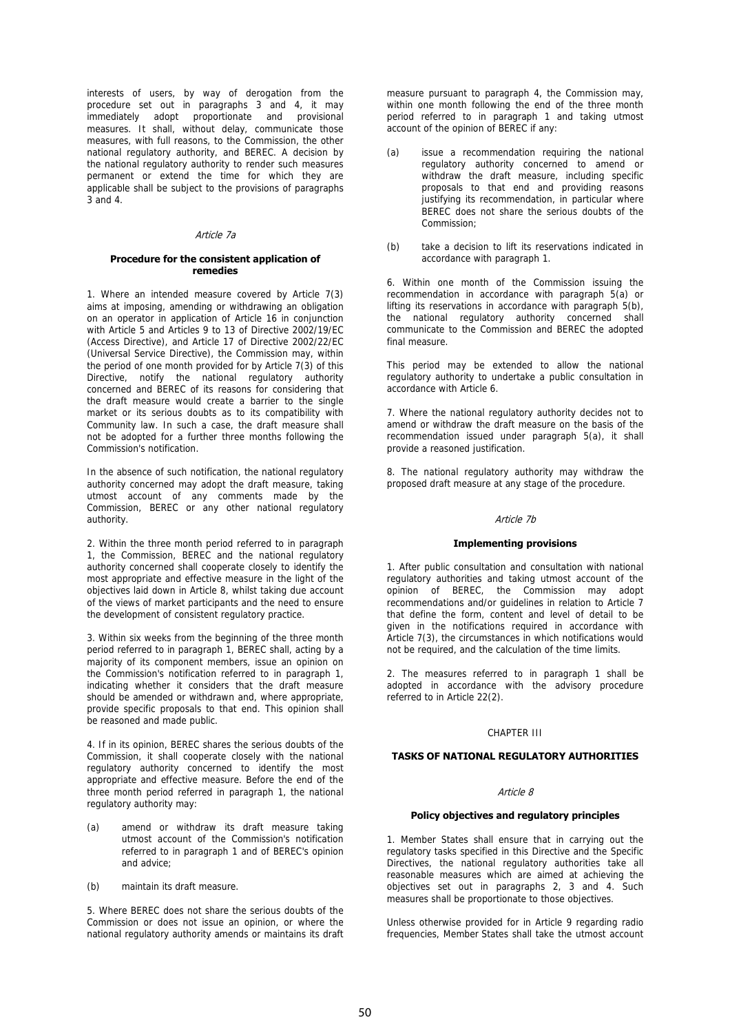interests of users, by way of derogation from the procedure set out in paragraphs 3 and 4, it may immediately adopt proportionate and provisional measures. It shall, without delay, communicate those measures, with full reasons, to the Commission, the other national regulatory authority, and BEREC. A decision by the national regulatory authority to render such measures permanent or extend the time for which they are applicable shall be subject to the provisions of paragraphs 3 and 4.

*Article 7a*

**Procedure for the consistent application of remedies**

1. Where an intended measure covered by Article 7(3) aims at imposing, amending or withdrawing an obligation on an operator in application of Article 16 in conjunction with Article 5 and Articles 9 to 13 of Directive 2002/19/EC (Access Directive), and Article 17 of Directive 2002/22/EC (Universal Service Directive), the Commission may, within the period of one month provided for by Article 7(3) of this Directive, notify the national regulatory authority concerned and BEREC of its reasons for considering that the draft measure would create a barrier to the single market or its serious doubts as to its compatibility with Community law. In such a case, the draft measure shall not be adopted for a further three months following the Commission's notification.

In the absence of such notification, the national regulatory authority concerned may adopt the draft measure, taking utmost account of any comments made by the Commission, BEREC or any other national regulatory authority.

2. Within the three month period referred to in paragraph 1, the Commission, BEREC and the national regulatory authority concerned shall cooperate closely to identify the most appropriate and effective measure in the light of the objectives laid down in Article 8, whilst taking due account of the views of market participants and the need to ensure the development of consistent regulatory practice.

3. Within six weeks from the beginning of the three month period referred to in paragraph 1, BEREC shall, acting by a majority of its component members, issue an opinion on the Commission's notification referred to in paragraph 1, indicating whether it considers that the draft measure should be amended or withdrawn and, where appropriate, provide specific proposals to that end. This opinion shall be reasoned and made public.

4. If in its opinion, BEREC shares the serious doubts of the Commission, it shall cooperate closely with the national regulatory authority concerned to identify the most appropriate and effective measure. Before the end of the three month period referred in paragraph 1, the national regulatory authority may:

(a) amend or withdraw its draft measure taking utmost account of the Commission's notification referred to in paragraph 1 and of BEREC's opinion and advice;

(b) maintain its draft measure.

5. Where BEREC does not share the serious doubts of the Commission or does not issue an opinion, or where the national regulatory authority amends or maintains its draft measure pursuant to paragraph 4, the Commission may, within one month following the end of the three month period referred to in paragraph 1 and taking utmost account of the opinion of BEREC if any:

(a) issue a recommendation requiring the national regulatory authority concerned to amend or withdraw the draft measure, including specific proposals to that end and providing reasons justifying its recommendation, in particular where BEREC does not share the serious doubts of the Commission;

(b) take a decision to lift its reservations indicated in accordance with paragraph 1.

6. Within one month of the Commission issuing the recommendation in accordance with paragraph 5(a) or lifting its reservations in accordance with paragraph 5(b), the national regulatory authority concerned shall communicate to the Commission and BEREC the adopted final measure.

This period may be extended to allow the national regulatory authority to undertake a public consultation in accordance with Article 6.

7. Where the national regulatory authority decides not to amend or withdraw the draft measure on the basis of the recommendation issued under paragraph 5(a), it shall provide a reasoned justification.

8. The national regulatory authority may withdraw the proposed draft measure at any stage of the procedure.

*Article 7b*

**Implementing provisions**

1. After public consultation and consultation with national regulatory authorities and taking utmost account of the opinion of BEREC, the Commission may adopt recommendations and/or guidelines in relation to Article 7 that define the form, content and level of detail to be given in the notifications required in accordance with Article 7(3), the circumstances in which notifications would not be required, and the calculation of the time limits.

2. The measures referred to in paragraph 1 shall be adopted in accordance with the advisory procedure referred to in Article 22(2).

CHAPTER III

**TASKS OF NATIONAL REGULATORY AUTHORITIES**

*Article 8*

**Policy objectives and regulatory principles**

1. Member States shall ensure that in carrying out the regulatory tasks specified in this Directive and the Specific Directives, the national regulatory authorities take all reasonable measures which are aimed at achieving the objectives set out in paragraphs 2, 3 and 4. Such measures shall be proportionate to those objectives.

Unless otherwise provided for in Article 9 regarding radio frequencies, Member States shall take the utmost account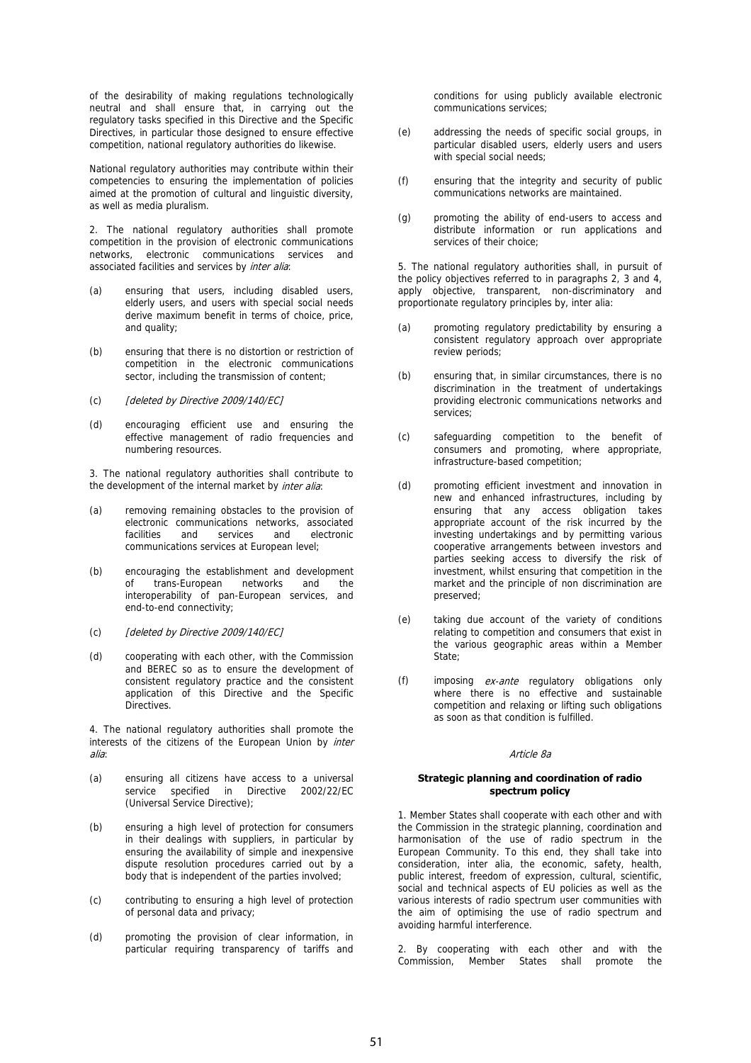of the desirability of making regulations technologically neutral and shall ensure that, in carrying out the regulatory tasks specified in this Directive and the Specific Directives, in particular those designed to ensure effective competition, national regulatory authorities do likewise.

National regulatory authorities may contribute within their competencies to ensuring the implementation of policies aimed at the promotion of cultural and linguistic diversity, as well as media pluralism.

2. The national regulatory authorities shall promote competition in the provision of electronic communications networks, electronic communications services and associated facilities and services by *inter alia*:

(a) ensuring that users, including disabled users, elderly users, and users with special social needs derive maximum benefit in terms of choice, price, and quality;

(b) ensuring that there is no distortion or restriction of competition in the electronic communications sector, including the transmission of content;

(c) *[deleted by Directive 2009/140/EC]*

(d) encouraging efficient use and ensuring the effective management of radio frequencies and numbering resources.

3. The national regulatory authorities shall contribute to the development of the internal market by *inter alia*:

(a) removing remaining obstacles to the provision of electronic communications networks, associated facilities and services and electronic communications services at European level;

(b) encouraging the establishment and development of trans-European networks and the interoperability of pan-European services, and end-to-end connectivity;

(c) *[deleted by Directive 2009/140/EC]*

(d) cooperating with each other, with the Commission and BEREC so as to ensure the development of consistent regulatory practice and the consistent application of this Directive and the Specific Directives.

4. The national regulatory authorities shall promote the interests of the citizens of the European Union by *inter alia*:

(a) ensuring all citizens have access to a universal service specified in Directive 2002/22/EC (Universal Service Directive);

(b) ensuring a high level of protection for consumers in their dealings with suppliers, in particular by ensuring the availability of simple and inexpensive dispute resolution procedures carried out by a body that is independent of the parties involved;

(c) contributing to ensuring a high level of protection of personal data and privacy;

(d) promoting the provision of clear information, in particular requiring transparency of tariffs and conditions for using publicly available electronic communications services;

(e) addressing the needs of specific social groups, in particular disabled users, elderly users and users with special social needs;

(f) ensuring that the integrity and security of public communications networks are maintained.

(g) promoting the ability of end-users to access and distribute information or run applications and services of their choice;

5. The national regulatory authorities shall, in pursuit of the policy objectives referred to in paragraphs 2, 3 and 4, apply objective, transparent, non-discriminatory and proportionate regulatory principles by, inter alia:

(a) promoting regulatory predictability by ensuring a consistent regulatory approach over appropriate review periods;

(b) ensuring that, in similar circumstances, there is no discrimination in the treatment of undertakings providing electronic communications networks and services;

(c) safeguarding competition to the benefit of consumers and promoting, where appropriate, infrastructure-based competition;

(d) promoting efficient investment and innovation in new and enhanced infrastructures, including by ensuring that any access obligation takes appropriate account of the risk incurred by the investing undertakings and by permitting various cooperative arrangements between investors and parties seeking access to diversify the risk of investment, whilst ensuring that competition in the market and the principle of non discrimination are preserved;

(e) taking due account of the variety of conditions relating to competition and consumers that exist in the various geographic areas within a Member State;

(f) imposing *ex-ante* regulatory obligations only where there is no effective and sustainable competition and relaxing or lifting such obligations as soon as that condition is fulfilled.

*Article 8a*

**Strategic planning and coordination of radio spectrum policy**

1. Member States shall cooperate with each other and with the Commission in the strategic planning, coordination and harmonisation of the use of radio spectrum in the European Community. To this end, they shall take into consideration, inter alia, the economic, safety, health, public interest, freedom of expression, cultural, scientific, social and technical aspects of EU policies as well as the various interests of radio spectrum user communities with the aim of optimising the use of radio spectrum and avoiding harmful interference.

2. By cooperating with each other and with the Commission, Member States shall promote the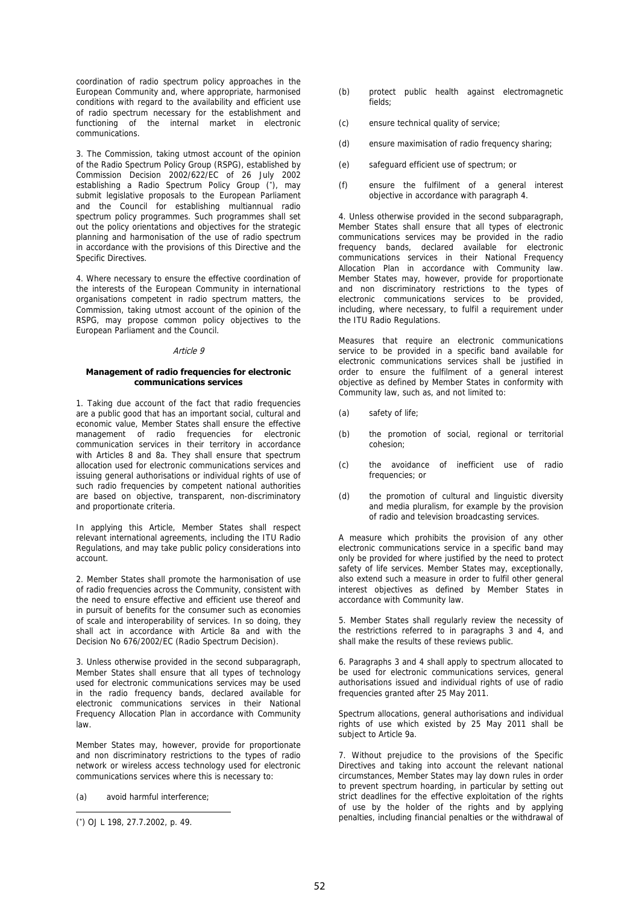coordination of radio spectrum policy approaches in the European Community and, where appropriate, harmonised conditions with regard to the availability and efficient use of radio spectrum necessary for the establishment and functioning of the internal market in electronic communications.

3. The Commission, taking utmost account of the opinion of the Radio Spectrum Policy Group (RSPG), established by Commission Decision 2002/622/EC of 26 July 2002 establishing a Radio Spectrum Policy Group (*), may submit legislative proposals to the European Parliament and the Council for establishing multiannual radio spectrum policy programmes. Such programmes shall set out the policy orientations and objectives for the strategic planning and harmonisation of the use of radio spectrum in accordance with the provisions of this Directive and the Specific Directives.

4. Where necessary to ensure the effective coordination of the interests of the European Community in international organisations competent in radio spectrum matters, the Commission, taking utmost account of the opinion of the RSPG, may propose common policy objectives to the European Parliament and the Council.

*Article 9*

**Management of radio frequencies for electronic communications services**

1. Taking due account of the fact that radio frequencies are a public good that has an important social, cultural and economic value, Member States shall ensure the effective management of radio frequencies for electronic communication services in their territory in accordance with Articles 8 and 8a. They shall ensure that spectrum allocation used for electronic communications services and issuing general authorisations or individual rights of use of such radio frequencies by competent national authorities are based on objective, transparent, non-discriminatory and proportionate criteria.

In applying this Article, Member States shall respect relevant international agreements, including the ITU Radio Regulations, and may take public policy considerations into account.

2. Member States shall promote the harmonisation of use of radio frequencies across the Community, consistent with the need to ensure effective and efficient use thereof and in pursuit of benefits for the consumer such as economies of scale and interoperability of services. In so doing, they shall act in accordance with Article 8a and with the Decision No 676/2002/EC (Radio Spectrum Decision).

3. Unless otherwise provided in the second subparagraph, Member States shall ensure that all types of technology used for electronic communications services may be used in the radio frequency bands, declared available for electronic communications services in their National Frequency Allocation Plan in accordance with Community law.

Member States may, however, provide for proportionate and non discriminatory restrictions to the types of radio network or wireless access technology used for electronic communications services where this is necessary to:

(a) avoid harmful interference;

(b) protect public health against electromagnetic fields;

(c) ensure technical quality of service;

(d) ensure maximisation of radio frequency sharing;

(e) safeguard efficient use of spectrum; or

(f) ensure the fulfilment of a general interest objective in accordance with paragraph 4.

4. Unless otherwise provided in the second subparagraph, Member States shall ensure that all types of electronic communications services may be provided in the radio frequency bands, declared available for electronic communications services in their National Frequency Allocation Plan in accordance with Community law. Member States may, however, provide for proportionate and non discriminatory restrictions to the types of electronic communications services to be provided, including, where necessary, to fulfil a requirement under the ITU Radio Regulations.

Measures that require an electronic communications service to be provided in a specific band available for electronic communications services shall be justified in order to ensure the fulfilment of a general interest objective as defined by Member States in conformity with Community law, such as, and not limited to:

(a) safety of life;

(b) the promotion of social, regional or territorial cohesion;

(c) the avoidance of inefficient use of radio frequencies; or

(d) the promotion of cultural and linguistic diversity and media pluralism, for example by the provision of radio and television broadcasting services.

A measure which prohibits the provision of any other electronic communications service in a specific band may only be provided for where justified by the need to protect safety of life services. Member States may, exceptionally, also extend such a measure in order to fulfil other general interest objectives as defined by Member States in accordance with Community law.

5. Member States shall regularly review the necessity of the restrictions referred to in paragraphs 3 and 4, and shall make the results of these reviews public.

6. Paragraphs 3 and 4 shall apply to spectrum allocated to be used for electronic communications services, general authorisations issued and individual rights of use of radio frequencies granted after 25 May 2011.

Spectrum allocations, general authorisations and individual rights of use which existed by 25 May 2011 shall be subject to Article 9a.

7. Without prejudice to the provisions of the Specific Directives and taking into account the relevant national circumstances, Member States may lay down rules in order to prevent spectrum hoarding, in particular by setting out strict deadlines for the effective exploitation of the rights of use by the holder of the rights and by applying penalties, including financial penalties or the withdrawal of

(*) OJ L 198, 27.7.2002, p. 49.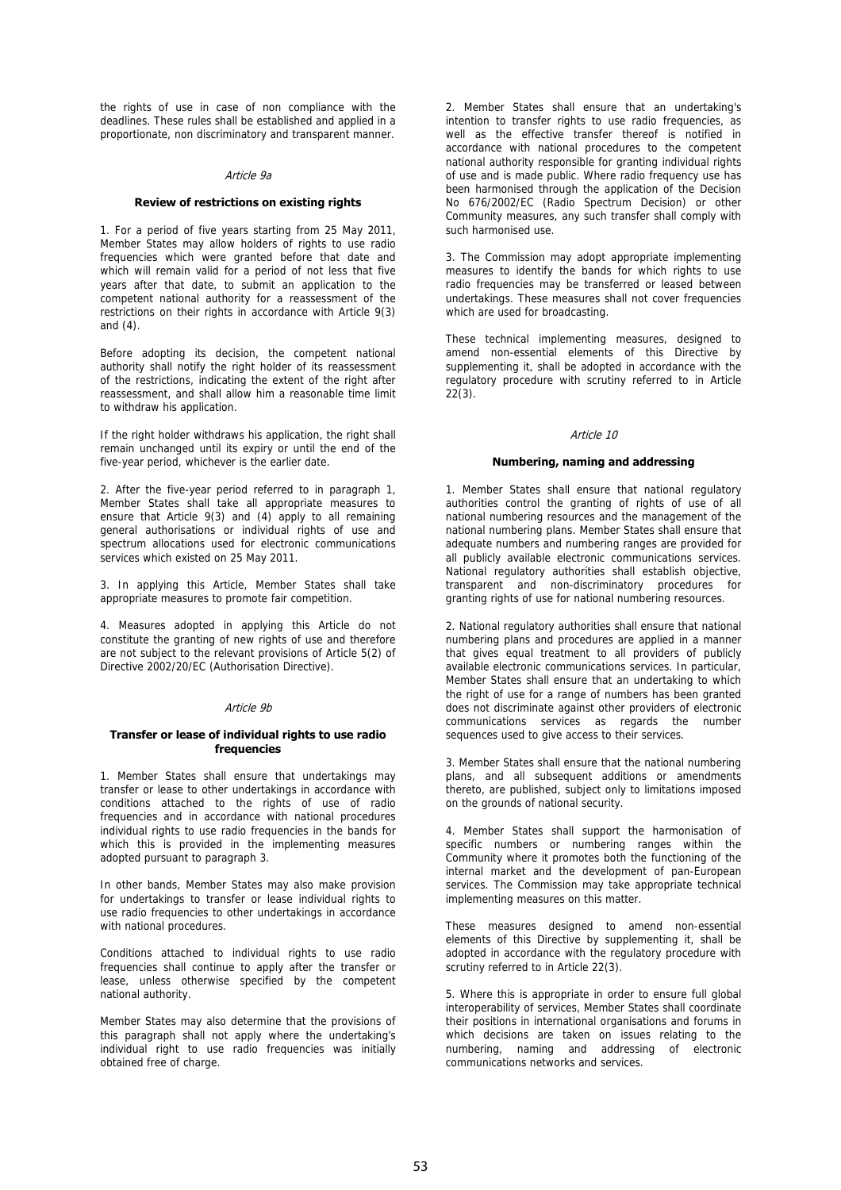the rights of use in case of non compliance with the deadlines. These rules shall be established and applied in a proportionate, non discriminatory and transparent manner.

*Article 9a*

**Review of restrictions on existing rights**

1. For a period of five years starting from 25 May 2011, Member States may allow holders of rights to use radio frequencies which were granted before that date and which will remain valid for a period of not less that five years after that date, to submit an application to the competent national authority for a reassessment of the restrictions on their rights in accordance with Article 9(3) and (4).

Before adopting its decision, the competent national authority shall notify the right holder of its reassessment of the restrictions, indicating the extent of the right after reassessment, and shall allow him a reasonable time limit to withdraw his application.

If the right holder withdraws his application, the right shall remain unchanged until its expiry or until the end of the five-year period, whichever is the earlier date.

2. After the five-year period referred to in paragraph 1, Member States shall take all appropriate measures to ensure that Article 9(3) and (4) apply to all remaining general authorisations or individual rights of use and spectrum allocations used for electronic communications services which existed on 25 May 2011.

3. In applying this Article, Member States shall take appropriate measures to promote fair competition.

4. Measures adopted in applying this Article do not constitute the granting of new rights of use and therefore are not subject to the relevant provisions of Article 5(2) of Directive 2002/20/EC (Authorisation Directive).

*Article 9b*

**Transfer or lease of individual rights to use radio frequencies**

1. Member States shall ensure that undertakings may transfer or lease to other undertakings in accordance with conditions attached to the rights of use of radio frequencies and in accordance with national procedures individual rights to use radio frequencies in the bands for which this is provided in the implementing measures adopted pursuant to paragraph 3.

In other bands, Member States may also make provision for undertakings to transfer or lease individual rights to use radio frequencies to other undertakings in accordance with national procedures.

Conditions attached to individual rights to use radio frequencies shall continue to apply after the transfer or lease, unless otherwise specified by the competent national authority.

Member States may also determine that the provisions of this paragraph shall not apply where the undertaking's individual right to use radio frequencies was initially obtained free of charge.

2. Member States shall ensure that an undertaking's intention to transfer rights to use radio frequencies, as well as the effective transfer thereof is notified in accordance with national procedures to the competent national authority responsible for granting individual rights of use and is made public. Where radio frequency use has been harmonised through the application of the Decision No 676/2002/EC (Radio Spectrum Decision) or other Community measures, any such transfer shall comply with such harmonised use.

3. The Commission may adopt appropriate implementing measures to identify the bands for which rights to use radio frequencies may be transferred or leased between undertakings. These measures shall not cover frequencies which are used for broadcasting.

These technical implementing measures, designed to amend non-essential elements of this Directive by supplementing it, shall be adopted in accordance with the regulatory procedure with scrutiny referred to in Article 22(3).

*Article 10*

**Numbering, naming and addressing**

1. Member States shall ensure that national regulatory authorities control the granting of rights of use of all national numbering resources and the management of the national numbering plans. Member States shall ensure that adequate numbers and numbering ranges are provided for all publicly available electronic communications services. National regulatory authorities shall establish objective, transparent and non-discriminatory procedures for granting rights of use for national numbering resources.

2. National regulatory authorities shall ensure that national numbering plans and procedures are applied in a manner that gives equal treatment to all providers of publicly available electronic communications services. In particular, Member States shall ensure that an undertaking to which the right of use for a range of numbers has been granted does not discriminate against other providers of electronic communications services as regards the number sequences used to give access to their services.

3. Member States shall ensure that the national numbering plans, and all subsequent additions or amendments thereto, are published, subject only to limitations imposed on the grounds of national security.

4. Member States shall support the harmonisation of specific numbers or numbering ranges within the Community where it promotes both the functioning of the internal market and the development of pan-European services. The Commission may take appropriate technical implementing measures on this matter.

These measures designed to amend non-essential elements of this Directive by supplementing it, shall be adopted in accordance with the regulatory procedure with scrutiny referred to in Article 22(3).

5. Where this is appropriate in order to ensure full global interoperability of services, Member States shall coordinate their positions in international organisations and forums in which decisions are taken on issues relating to the numbering, naming and addressing of electronic communications networks and services.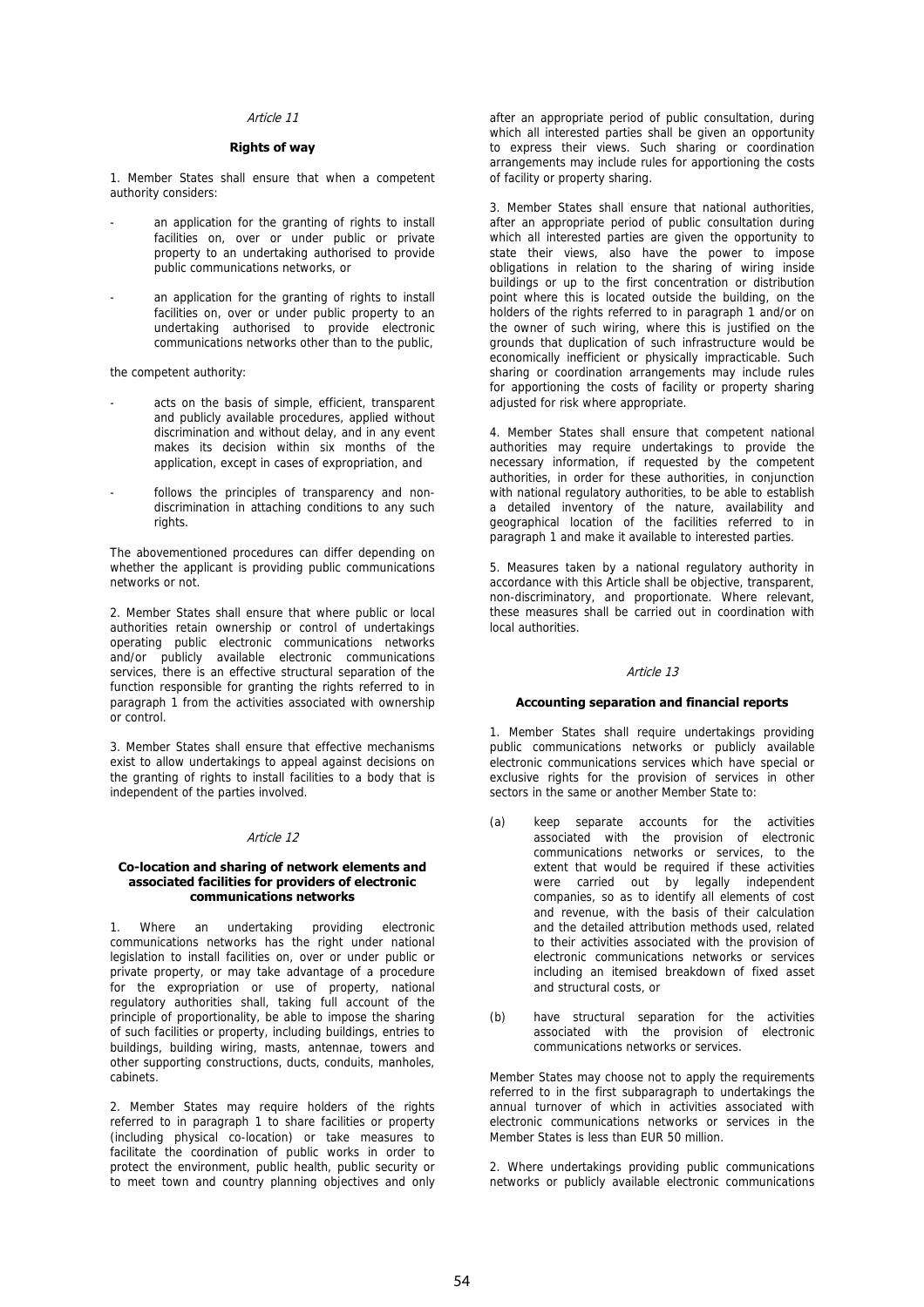*Article 11*

**Rights of way**

1. Member States shall ensure that when a competent authority considers:

- an application for the granting of rights to install facilities on, over or under public or private property to an undertaking authorised to provide public communications networks, or

- an application for the granting of rights to install facilities on, over or under public property to an undertaking authorised to provide electronic communications networks other than to the public,

the competent authority:

- acts on the basis of simple, efficient, transparent and publicly available procedures, applied without discrimination and without delay, and in any event makes its decision within six months of the application, except in cases of expropriation, and

- follows the principles of transparency and non-discrimination in attaching conditions to any such rights.

The abovementioned procedures can differ depending on whether the applicant is providing public communications networks or not.

2. Member States shall ensure that where public or local authorities retain ownership or control of undertakings operating public electronic communications networks and/or publicly available electronic communications services, there is an effective structural separation of the function responsible for granting the rights referred to in paragraph 1 from the activities associated with ownership or control.

3. Member States shall ensure that effective mechanisms exist to allow undertakings to appeal against decisions on the granting of rights to install facilities to a body that is independent of the parties involved.

*Article 12*

**Co-location and sharing of network elements and associated facilities for providers of electronic communications networks**

1. Where an undertaking providing electronic communications networks has the right under national legislation to install facilities on, over or under public or private property, or may take advantage of a procedure for the expropriation or use of property, national regulatory authorities shall, taking full account of the principle of proportionality, be able to impose the sharing of such facilities or property, including buildings, entries to buildings, building wiring, masts, antennae, towers and other supporting constructions, ducts, conduits, manholes, cabinets.

2. Member States may require holders of the rights referred to in paragraph 1 to share facilities or property (including physical co-location) or take measures to facilitate the coordination of public works in order to protect the environment, public health, public security or to meet town and country planning objectives and only after an appropriate period of public consultation, during which all interested parties shall be given an opportunity to express their views. Such sharing or coordination arrangements may include rules for apportioning the costs of facility or property sharing.

3. Member States shall ensure that national authorities, after an appropriate period of public consultation during which all interested parties are given the opportunity to state their views, also have the power to impose obligations in relation to the sharing of wiring inside buildings or up to the first concentration or distribution point where this is located outside the building, on the holders of the rights referred to in paragraph 1 and/or on the owner of such wiring, where this is justified on the grounds that duplication of such infrastructure would be economically inefficient or physically impracticable. Such sharing or coordination arrangements may include rules for apportioning the costs of facility or property sharing adjusted for risk where appropriate.

4. Member States shall ensure that competent national authorities may require undertakings to provide the necessary information, if requested by the competent authorities, in order for these authorities, in conjunction with national regulatory authorities, to be able to establish a detailed inventory of the nature, availability and geographical location of the facilities referred to in paragraph 1 and make it available to interested parties.

5. Measures taken by a national regulatory authority in accordance with this Article shall be objective, transparent, non-discriminatory, and proportionate. Where relevant, these measures shall be carried out in coordination with local authorities.

*Article 13*

**Accounting separation and financial reports**

1. Member States shall require undertakings providing public communications networks or publicly available electronic communications services which have special or exclusive rights for the provision of services in other sectors in the same or another Member State to:

(a) keep separate accounts for the activities associated with the provision of electronic communications networks or services, to the extent that would be required if these activities were carried out by legally independent companies, so as to identify all elements of cost and revenue, with the basis of their calculation and the detailed attribution methods used, related to their activities associated with the provision of electronic communications networks or services including an itemised breakdown of fixed asset and structural costs, or

(b) have structural separation for the activities associated with the provision of electronic communications networks or services.

Member States may choose not to apply the requirements referred to in the first subparagraph to undertakings the annual turnover of which in activities associated with electronic communications networks or services in the Member States is less than EUR 50 million.

2. Where undertakings providing public communications networks or publicly available electronic communications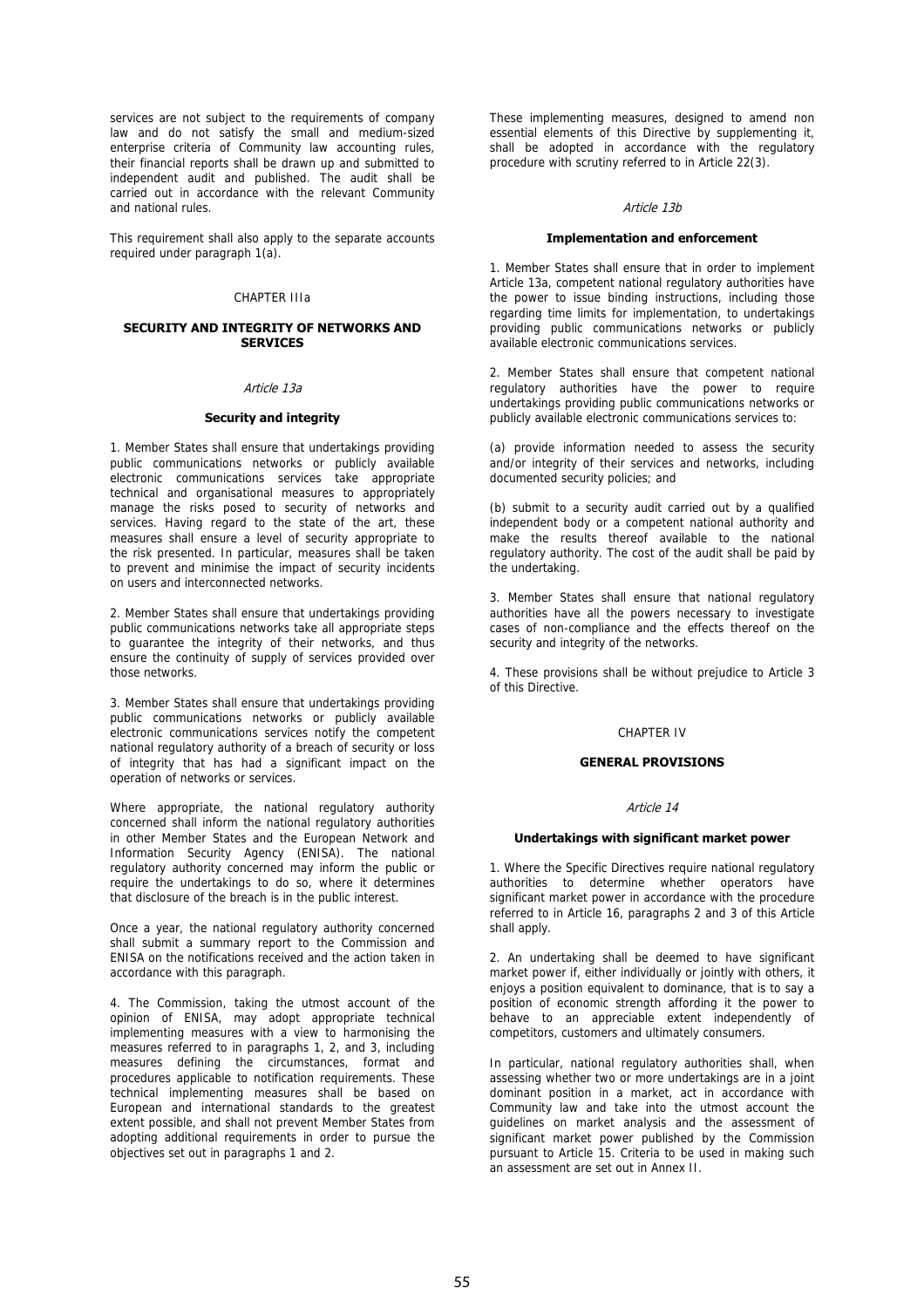services are not subject to the requirements of company law and do not satisfy the small and medium-sized enterprise criteria of Community law accounting rules, their financial reports shall be drawn up and submitted to independent audit and published. The audit shall be carried out in accordance with the relevant Community and national rules.

This requirement shall also apply to the separate accounts required under paragraph 1(a).

CHAPTER IIIa

**SECURITY AND INTEGRITY OF NETWORKS AND SERVICES**

*Article 13a*

**Security and integrity**

1. Member States shall ensure that undertakings providing public communications networks or publicly available electronic communications services take appropriate technical and organisational measures to appropriately manage the risks posed to security of networks and services. Having regard to the state of the art, these measures shall ensure a level of security appropriate to the risk presented. In particular, measures shall be taken to prevent and minimise the impact of security incidents on users and interconnected networks.

2. Member States shall ensure that undertakings providing public communications networks take all appropriate steps to guarantee the integrity of their networks, and thus ensure the continuity of supply of services provided over those networks.

3. Member States shall ensure that undertakings providing public communications networks or publicly available electronic communications services notify the competent national regulatory authority of a breach of security or loss of integrity that has had a significant impact on the operation of networks or services.

Where appropriate, the national regulatory authority concerned shall inform the national regulatory authorities in other Member States and the European Network and Information Security Agency (ENISA). The national regulatory authority concerned may inform the public or require the undertakings to do so, where it determines that disclosure of the breach is in the public interest.

Once a year, the national regulatory authority concerned shall submit a summary report to the Commission and ENISA on the notifications received and the action taken in accordance with this paragraph.

4. The Commission, taking the utmost account of the opinion of ENISA, may adopt appropriate technical implementing measures with a view to harmonising the measures referred to in paragraphs 1, 2, and 3, including measures defining the circumstances, format and procedures applicable to notification requirements. These technical implementing measures shall be based on European and international standards to the greatest extent possible, and shall not prevent Member States from adopting additional requirements in order to pursue the objectives set out in paragraphs 1 and 2.

These implementing measures, designed to amend non essential elements of this Directive by supplementing it, shall be adopted in accordance with the regulatory procedure with scrutiny referred to in Article 22(3).

*Article 13b*

**Implementation and enforcement**

1. Member States shall ensure that in order to implement Article 13a, competent national regulatory authorities have the power to issue binding instructions, including those regarding time limits for implementation, to undertakings providing public communications networks or publicly available electronic communications services.

2. Member States shall ensure that competent national regulatory authorities have the power to require undertakings providing public communications networks or publicly available electronic communications services to:

(a) provide information needed to assess the security and/or integrity of their services and networks, including documented security policies; and

(b) submit to a security audit carried out by a qualified independent body or a competent national authority and make the results thereof available to the national regulatory authority. The cost of the audit shall be paid by the undertaking.

3. Member States shall ensure that national regulatory authorities have all the powers necessary to investigate cases of non-compliance and the effects thereof on the security and integrity of the networks.

4. These provisions shall be without prejudice to Article 3 of this Directive.

CHAPTER IV

**GENERAL PROVISIONS**

*Article 14*

**Undertakings with significant market power**

1. Where the Specific Directives require national regulatory authorities to determine whether operators have significant market power in accordance with the procedure referred to in Article 16, paragraphs 2 and 3 of this Article shall apply.

2. An undertaking shall be deemed to have significant market power if, either individually or jointly with others, it enjoys a position equivalent to dominance, that is to say a position of economic strength affording it the power to behave to an appreciable extent independently of competitors, customers and ultimately consumers.

In particular, national regulatory authorities shall, when assessing whether two or more undertakings are in a joint dominant position in a market, act in accordance with Community law and take into the utmost account the guidelines on market analysis and the assessment of significant market power published by the Commission pursuant to Article 15. Criteria to be used in making such an assessment are set out in Annex II.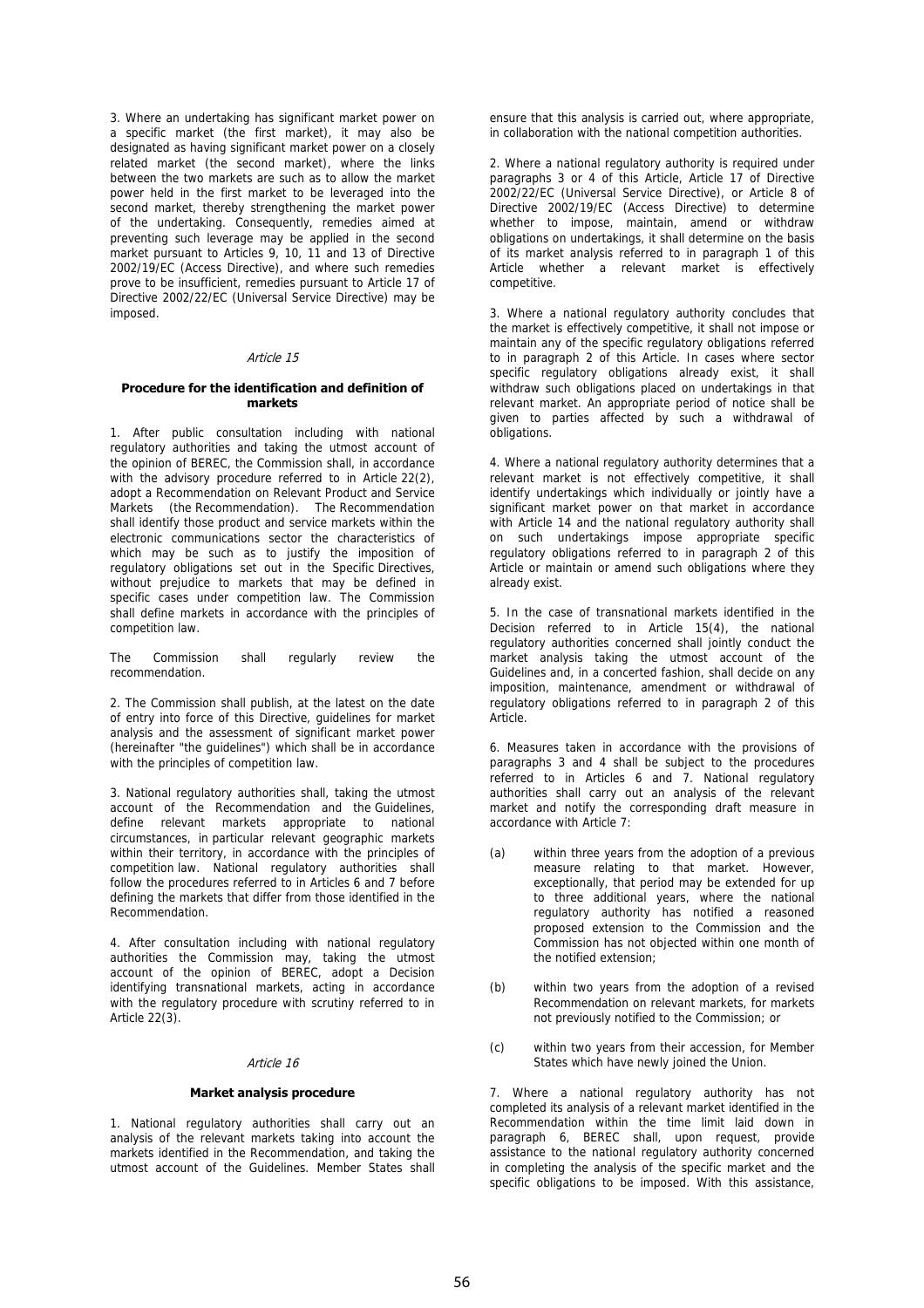3. Where an undertaking has significant market power on a specific market (the first market), it may also be designated as having significant market power on a closely related market (the second market), where the links between the two markets are such as to allow the market power held in the first market to be leveraged into the second market, thereby strengthening the market power of the undertaking. Consequently, remedies aimed at preventing such leverage may be applied in the second market pursuant to Articles 9, 10, 11 and 13 of Directive 2002/19/EC (Access Directive), and where such remedies prove to be insufficient, remedies pursuant to Article 17 of Directive 2002/22/EC (Universal Service Directive) may be imposed.

*Article 15*

**Procedure for the identification and definition of markets**

1. After public consultation including with national regulatory authorities and taking the utmost account of the opinion of BEREC, the Commission shall, in accordance with the advisory procedure referred to in Article 22(2), adopt a Recommendation on Relevant Product and Service Markets (the Recommendation). The Recommendation shall identify those product and service markets within the electronic communications sector the characteristics of which may be such as to justify the imposition of regulatory obligations set out in the Specific Directives, without prejudice to markets that may be defined in specific cases under competition law. The Commission shall define markets in accordance with the principles of competition law.

The Commission shall regularly review the recommendation.

2. The Commission shall publish, at the latest on the date of entry into force of this Directive, guidelines for market analysis and the assessment of significant market power (hereinafter "the guidelines") which shall be in accordance with the principles of competition law.

3. National regulatory authorities shall, taking the utmost account of the Recommendation and the Guidelines, define relevant markets appropriate to national circumstances, in particular relevant geographic markets within their territory, in accordance with the principles of competition law. National regulatory authorities shall follow the procedures referred to in Articles 6 and 7 before defining the markets that differ from those identified in the Recommendation.

4. After consultation including with national regulatory authorities the Commission may, taking the utmost account of the opinion of BEREC, adopt a Decision identifying transnational markets, acting in accordance with the regulatory procedure with scrutiny referred to in Article 22(3).

*Article 16*

**Market analysis procedure**

1. National regulatory authorities shall carry out an analysis of the relevant markets taking into account the markets identified in the Recommendation, and taking the utmost account of the Guidelines. Member States shall ensure that this analysis is carried out, where appropriate, in collaboration with the national competition authorities.

2. Where a national regulatory authority is required under paragraphs 3 or 4 of this Article, Article 17 of Directive 2002/22/EC (Universal Service Directive), or Article 8 of Directive 2002/19/EC (Access Directive) to determine whether to impose, maintain, amend or withdraw obligations on undertakings, it shall determine on the basis of its market analysis referred to in paragraph 1 of this Article whether a relevant market is effectively competitive.

3. Where a national regulatory authority concludes that the market is effectively competitive, it shall not impose or maintain any of the specific regulatory obligations referred to in paragraph 2 of this Article. In cases where sector specific regulatory obligations already exist, it shall withdraw such obligations placed on undertakings in that relevant market. An appropriate period of notice shall be given to parties affected by such a withdrawal of obligations.

4. Where a national regulatory authority determines that a relevant market is not effectively competitive, it shall identify undertakings which individually or jointly have a significant market power on that market in accordance with Article 14 and the national regulatory authority shall on such undertakings impose appropriate specific regulatory obligations referred to in paragraph 2 of this Article or maintain or amend such obligations where they already exist.

5. In the case of transnational markets identified in the Decision referred to in Article 15(4), the national regulatory authorities concerned shall jointly conduct the market analysis taking the utmost account of the Guidelines and, in a concerted fashion, shall decide on any imposition, maintenance, amendment or withdrawal of regulatory obligations referred to in paragraph 2 of this Article.

6. Measures taken in accordance with the provisions of paragraphs 3 and 4 shall be subject to the procedures referred to in Articles 6 and 7. National regulatory authorities shall carry out an analysis of the relevant market and notify the corresponding draft measure in accordance with Article 7:

(a) within three years from the adoption of a previous measure relating to that market. However, exceptionally, that period may be extended for up to three additional years, where the national regulatory authority has notified a reasoned proposed extension to the Commission and the Commission has not objected within one month of the notified extension;

(b) within two years from the adoption of a revised Recommendation on relevant markets, for markets not previously notified to the Commission; or

(c) within two years from their accession, for Member States which have newly joined the Union.

7. Where a national regulatory authority has not completed its analysis of a relevant market identified in the Recommendation within the time limit laid down in paragraph 6, BEREC shall, upon request, provide assistance to the national regulatory authority concerned in completing the analysis of the specific market and the specific obligations to be imposed. With this assistance,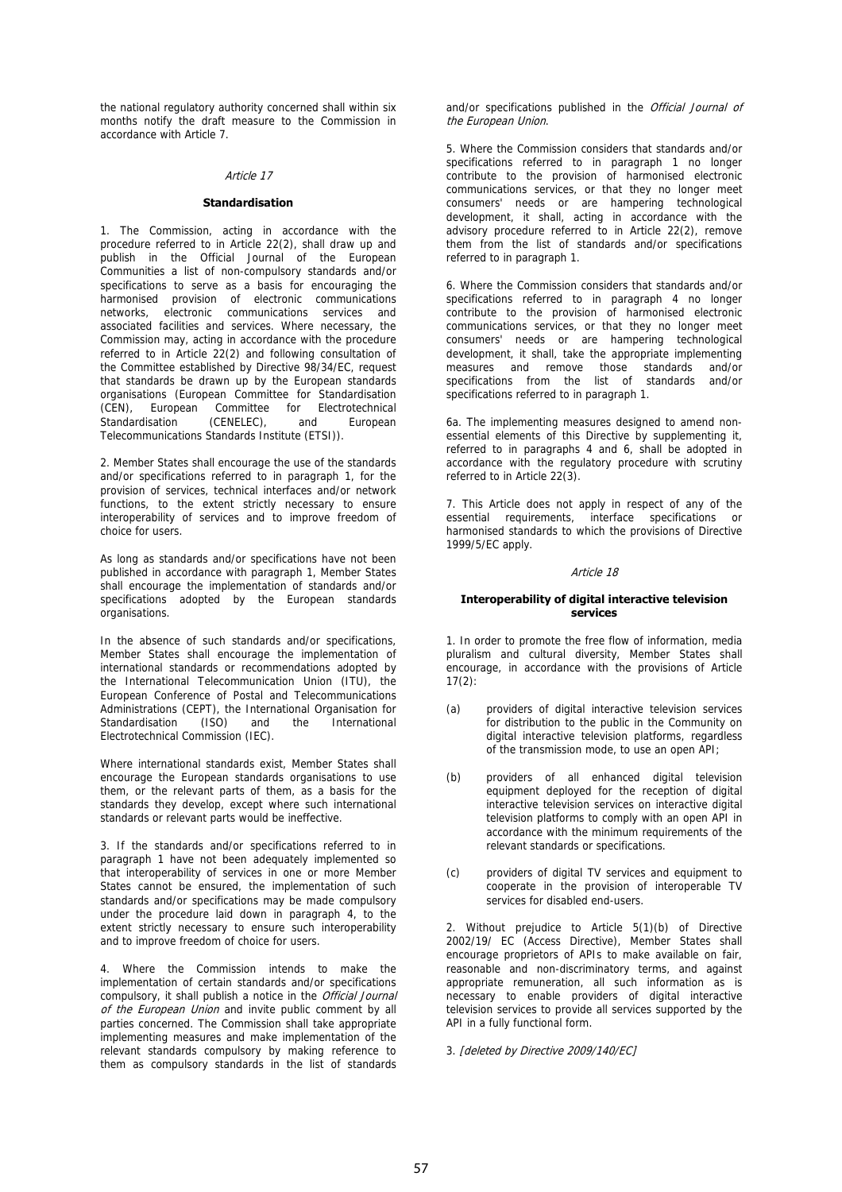the national regulatory authority concerned shall within six months notify the draft measure to the Commission in accordance with Article 7.

*Article 17*

**Standardisation**

1. The Commission, acting in accordance with the procedure referred to in Article 22(2), shall draw up and publish in the Official Journal of the European Communities a list of non-compulsory standards and/or specifications to serve as a basis for encouraging the harmonised provision of electronic communications networks, electronic communications services and associated facilities and services. Where necessary, the Commission may, acting in accordance with the procedure referred to in Article 22(2) and following consultation of the Committee established by Directive 98/34/EC, request that standards be drawn up by the European standards organisations (European Committee for Standardisation (CEN), European Committee for Electrotechnical Standardisation (CENELEC), and European Telecommunications Standards Institute (ETSI)).

2. Member States shall encourage the use of the standards and/or specifications referred to in paragraph 1, for the provision of services, technical interfaces and/or network functions, to the extent strictly necessary to ensure interoperability of services and to improve freedom of choice for users.

As long as standards and/or specifications have not been published in accordance with paragraph 1, Member States shall encourage the implementation of standards and/or specifications adopted by the European standards organisations.

In the absence of such standards and/or specifications, Member States shall encourage the implementation of international standards or recommendations adopted by the International Telecommunication Union (ITU), the European Conference of Postal and Telecommunications Administrations (CEPT), the International Organisation for Standardisation (ISO) and the International Electrotechnical Commission (IEC).

Where international standards exist, Member States shall encourage the European standards organisations to use them, or the relevant parts of them, as a basis for the standards they develop, except where such international standards or relevant parts would be ineffective.

3. If the standards and/or specifications referred to in paragraph 1 have not been adequately implemented so that interoperability of services in one or more Member States cannot be ensured, the implementation of such standards and/or specifications may be made compulsory under the procedure laid down in paragraph 4, to the extent strictly necessary to ensure such interoperability and to improve freedom of choice for users.

4. Where the Commission intends to make the implementation of certain standards and/or specifications compulsory, it shall publish a notice in the *Official Journal of the European Union* and invite public comment by all parties concerned. The Commission shall take appropriate implementing measures and make implementation of the relevant standards compulsory by making reference to them as compulsory standards in the list of standards and/or specifications published in the *Official Journal of the European Union*.

5. Where the Commission considers that standards and/or specifications referred to in paragraph 1 no longer contribute to the provision of harmonised electronic communications services, or that they no longer meet consumers' needs or are hampering technological development, it shall, acting in accordance with the advisory procedure referred to in Article 22(2), remove them from the list of standards and/or specifications referred to in paragraph 1.

6. Where the Commission considers that standards and/or specifications referred to in paragraph 4 no longer contribute to the provision of harmonised electronic communications services, or that they no longer meet consumers' needs or are hampering technological development, it shall, take the appropriate implementing measures and remove those standards and/or specifications from the list of standards and/or specifications referred to in paragraph 1.

6a. The implementing measures designed to amend non-essential elements of this Directive by supplementing it, referred to in paragraphs 4 and 6, shall be adopted in accordance with the regulatory procedure with scrutiny referred to in Article 22(3).

7. This Article does not apply in respect of any of the essential requirements, interface specifications or harmonised standards to which the provisions of Directive 1999/5/EC apply.

*Article 18*

**Interoperability of digital interactive television services**

1. In order to promote the free flow of information, media pluralism and cultural diversity, Member States shall encourage, in accordance with the provisions of Article 17(2):

(a) providers of digital interactive television services for distribution to the public in the Community on digital interactive television platforms, regardless of the transmission mode, to use an open API;

(b) providers of all enhanced digital television equipment deployed for the reception of digital interactive television services on interactive digital television platforms to comply with an open API in accordance with the minimum requirements of the relevant standards or specifications.

(c) providers of digital TV services and equipment to cooperate in the provision of interoperable TV services for disabled end-users.

2. Without prejudice to Article 5(1)(b) of Directive 2002/19/ EC (Access Directive), Member States shall encourage proprietors of APIs to make available on fair, reasonable and non-discriminatory terms, and against appropriate remuneration, all such information as is necessary to enable providers of digital interactive television services to provide all services supported by the API in a fully functional form.

3. *[deleted by Directive 2009/140/EC]*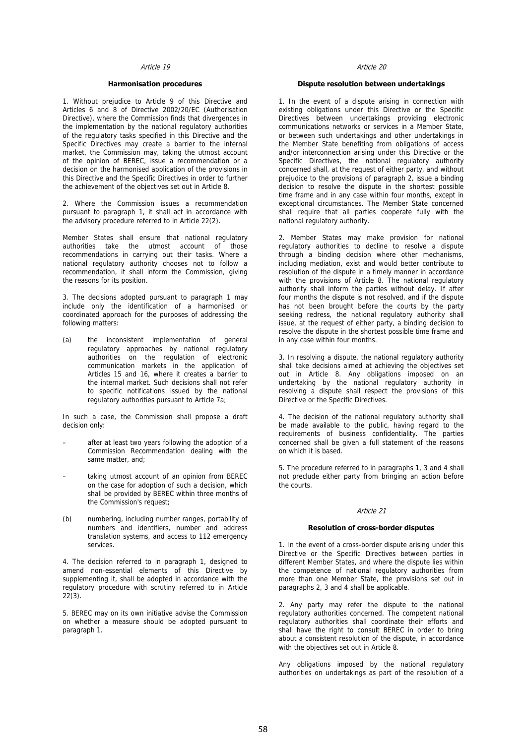*Article 19*

**Harmonisation procedures**

1. Without prejudice to Article 9 of this Directive and Articles 6 and 8 of Directive 2002/20/EC (Authorisation Directive), where the Commission finds that divergences in the implementation by the national regulatory authorities of the regulatory tasks specified in this Directive and the Specific Directives may create a barrier to the internal market, the Commission may, taking the utmost account of the opinion of BEREC, issue a recommendation or a decision on the harmonised application of the provisions in this Directive and the Specific Directives in order to further the achievement of the objectives set out in Article 8.

2. Where the Commission issues a recommendation pursuant to paragraph 1, it shall act in accordance with the advisory procedure referred to in Article 22(2).

Member States shall ensure that national regulatory authorities take the utmost account of those recommendations in carrying out their tasks. Where a national regulatory authority chooses not to follow a recommendation, it shall inform the Commission, giving the reasons for its position.

3. The decisions adopted pursuant to paragraph 1 may include only the identification of a harmonised or coordinated approach for the purposes of addressing the following matters:

(a) the inconsistent implementation of general regulatory approaches by national regulatory authorities on the regulation of electronic communication markets in the application of Articles 15 and 16, where it creates a barrier to the internal market. Such decisions shall not refer to specific notifications issued by the national regulatory authorities pursuant to Article 7a;

In such a case, the Commission shall propose a draft decision only:

– after at least two years following the adoption of a Commission Recommendation dealing with the same matter, and;

– taking utmost account of an opinion from BEREC on the case for adoption of such a decision, which shall be provided by BEREC within three months of the Commission's request;

(b) numbering, including number ranges, portability of numbers and identifiers, number and address translation systems, and access to 112 emergency services.

4. The decision referred to in paragraph 1, designed to amend non-essential elements of this Directive by supplementing it, shall be adopted in accordance with the regulatory procedure with scrutiny referred to in Article 22(3).

5. BEREC may on its own initiative advise the Commission on whether a measure should be adopted pursuant to paragraph 1.

*Article 20*

**Dispute resolution between undertakings**

1. In the event of a dispute arising in connection with existing obligations under this Directive or the Specific Directives between undertakings providing electronic communications networks or services in a Member State, or between such undertakings and other undertakings in the Member State benefiting from obligations of access and/or interconnection arising under this Directive or the Specific Directives, the national regulatory authority concerned shall, at the request of either party, and without prejudice to the provisions of paragraph 2, issue a binding decision to resolve the dispute in the shortest possible time frame and in any case within four months, except in exceptional circumstances. The Member State concerned shall require that all parties cooperate fully with the national regulatory authority.

2. Member States may make provision for national regulatory authorities to decline to resolve a dispute through a binding decision where other mechanisms, including mediation, exist and would better contribute to resolution of the dispute in a timely manner in accordance with the provisions of Article 8. The national regulatory authority shall inform the parties without delay. If after four months the dispute is not resolved, and if the dispute has not been brought before the courts by the party seeking redress, the national regulatory authority shall issue, at the request of either party, a binding decision to resolve the dispute in the shortest possible time frame and in any case within four months.

3. In resolving a dispute, the national regulatory authority shall take decisions aimed at achieving the objectives set out in Article 8. Any obligations imposed on an undertaking by the national regulatory authority in resolving a dispute shall respect the provisions of this Directive or the Specific Directives.

4. The decision of the national regulatory authority shall be made available to the public, having regard to the requirements of business confidentiality. The parties concerned shall be given a full statement of the reasons on which it is based.

5. The procedure referred to in paragraphs 1, 3 and 4 shall not preclude either party from bringing an action before the courts.

*Article 21*

**Resolution of cross-border disputes**

1. In the event of a cross-border dispute arising under this Directive or the Specific Directives between parties in different Member States, and where the dispute lies within the competence of national regulatory authorities from more than one Member State, the provisions set out in paragraphs 2, 3 and 4 shall be applicable.

2. Any party may refer the dispute to the national regulatory authorities concerned. The competent national regulatory authorities shall coordinate their efforts and shall have the right to consult BEREC in order to bring about a consistent resolution of the dispute, in accordance with the objectives set out in Article 8.

Any obligations imposed by the national regulatory authorities on undertakings as part of the resolution of a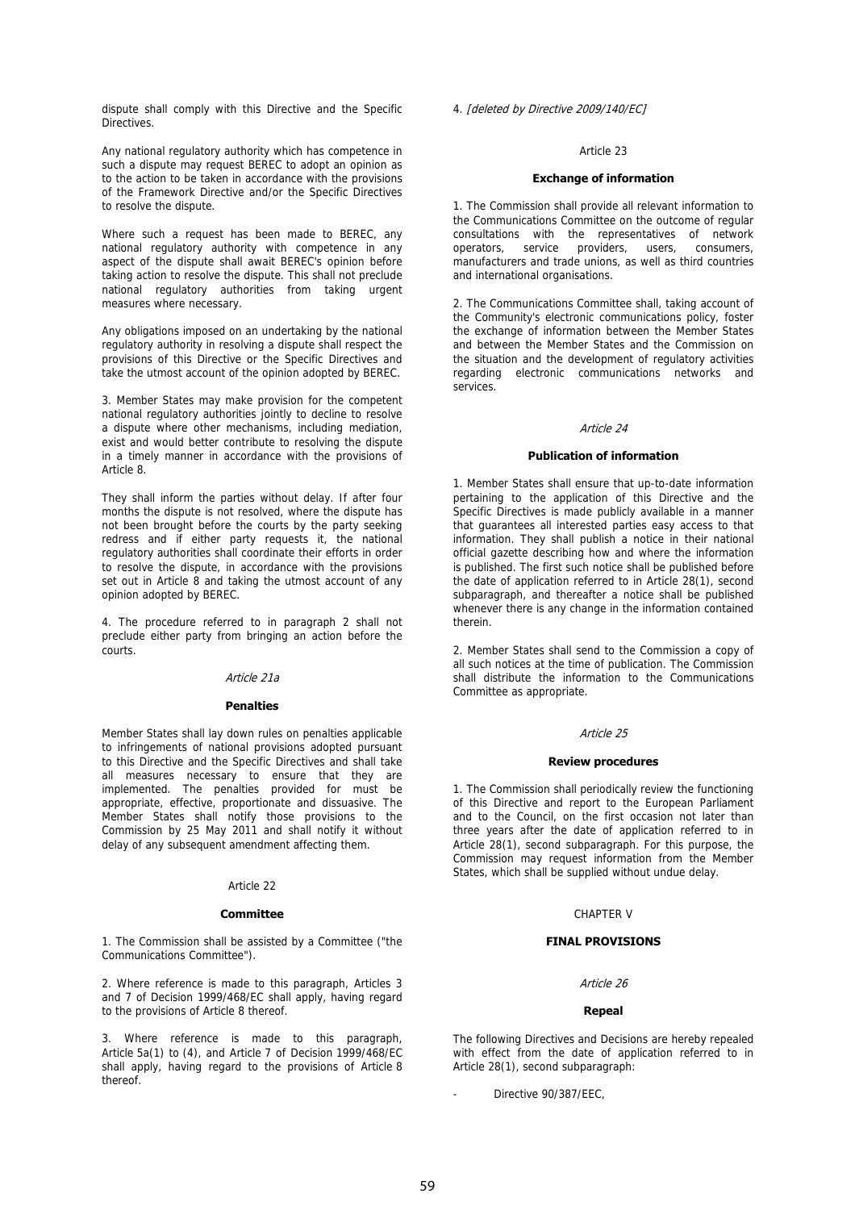dispute shall comply with this Directive and the Specific Directives.

Any national regulatory authority which has competence in such a dispute may request BEREC to adopt an opinion as to the action to be taken in accordance with the provisions of the Framework Directive and/or the Specific Directives to resolve the dispute.

Where such a request has been made to BEREC, any national regulatory authority with competence in any aspect of the dispute shall await BEREC's opinion before taking action to resolve the dispute. This shall not preclude national regulatory authorities from taking urgent measures where necessary.

Any obligations imposed on an undertaking by the national regulatory authority in resolving a dispute shall respect the provisions of this Directive or the Specific Directives and take the utmost account of the opinion adopted by BEREC.

3. Member States may make provision for the competent national regulatory authorities jointly to decline to resolve a dispute where other mechanisms, including mediation, exist and would better contribute to resolving the dispute in a timely manner in accordance with the provisions of Article 8.

They shall inform the parties without delay. If after four months the dispute is not resolved, where the dispute has not been brought before the courts by the party seeking redress and if either party requests it, the national regulatory authorities shall coordinate their efforts in order to resolve the dispute, in accordance with the provisions set out in Article 8 and taking the utmost account of any opinion adopted by BEREC.

4. The procedure referred to in paragraph 2 shall not preclude either party from bringing an action before the courts.

*Article 21a*

**Penalties**

Member States shall lay down rules on penalties applicable to infringements of national provisions adopted pursuant to this Directive and the Specific Directives and shall take all measures necessary to ensure that they are implemented. The penalties provided for must be appropriate, effective, proportionate and dissuasive. The Member States shall notify those provisions to the Commission by 25 May 2011 and shall notify it without delay of any subsequent amendment affecting them.

Article 22

**Committee**

1. The Commission shall be assisted by a Committee ("the Communications Committee").

2. Where reference is made to this paragraph, Articles 3 and 7 of Decision 1999/468/EC shall apply, having regard to the provisions of Article 8 thereof.

3. Where reference is made to this paragraph, Article 5a(1) to (4), and Article 7 of Decision 1999/468/EC shall apply, having regard to the provisions of Article 8 thereof.

4. *[deleted by Directive 2009/140/EC]*

Article 23

**Exchange of information**

1. The Commission shall provide all relevant information to the Communications Committee on the outcome of regular consultations with the representatives of network operators, service providers, users, consumers, manufacturers and trade unions, as well as third countries and international organisations.

2. The Communications Committee shall, taking account of the Community's electronic communications policy, foster the exchange of information between the Member States and between the Member States and the Commission on the situation and the development of regulatory activities regarding electronic communications networks and services.

*Article 24*

**Publication of information**

1. Member States shall ensure that up-to-date information pertaining to the application of this Directive and the Specific Directives is made publicly available in a manner that guarantees all interested parties easy access to that information. They shall publish a notice in their national official gazette describing how and where the information is published. The first such notice shall be published before the date of application referred to in Article 28(1), second subparagraph, and thereafter a notice shall be published whenever there is any change in the information contained therein.

2. Member States shall send to the Commission a copy of all such notices at the time of publication. The Commission shall distribute the information to the Communications Committee as appropriate.

*Article 25*

**Review procedures**

1. The Commission shall periodically review the functioning of this Directive and report to the European Parliament and to the Council, on the first occasion not later than three years after the date of application referred to in Article 28(1), second subparagraph. For this purpose, the Commission may request information from the Member States, which shall be supplied without undue delay.

CHAPTER V

**FINAL PROVISIONS**

*Article 26*

**Repeal**

The following Directives and Decisions are hereby repealed with effect from the date of application referred to in Article 28(1), second subparagraph:

- Directive 90/387/EEC,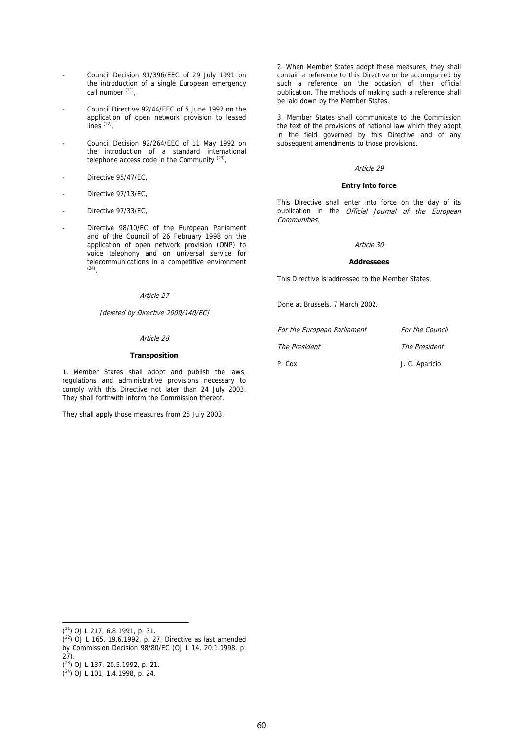- Council Decision 91/396/EEC of 29 July 1991 on the introduction of a single European emergency call number [21],
- Council Directive 92/44/EEC of 5 June 1992 on the application of open network provision to leased lines [22],
- Council Decision 92/264/EEC of 11 May 1992 on the introduction of a standard international telephone access code in the Community [23],
- Directive 95/47/EC,
- Directive 97/13/EC,
- Directive 97/33/EC,
- Directive 98/10/EC of the European Parliament and of the Council of 26 February 1998 on the application of open network provision (ONP) to voice telephony and on universal service for telecommunications in a competitive environment [24].

*Article 27*

*[deleted by Directive 2009/140/EC]*

*Article 28*

**Transposition**

1. Member States shall adopt and publish the laws, regulations and administrative provisions necessary to comply with this Directive not later than 24 July 2003. They shall forthwith inform the Commission thereof.

They shall apply those measures from 25 July 2003.

2. When Member States adopt these measures, they shall contain a reference to this Directive or be accompanied by such a reference on the occasion of their official publication. The methods of making such a reference shall be laid down by the Member States.

3. Member States shall communicate to the Commission the text of the provisions of national law which they adopt in the field governed by this Directive and of any subsequent amendments to those provisions.

*Article 29*

**Entry into force**

This Directive shall enter into force on the day of its publication in the *Official Journal of the European Communities*.

*Article 30*

**Addressees**

This Directive is addressed to the Member States.

Done at Brussels, 7 March 2002.

| *For the European Parliament* | *For the Council* |
|---|---|
| *The President* | *The President* |
| P. Cox | J. C. Aparicio |

---

([21]) OJ L 217, 6.8.1991, p. 31.

([22]) OJ L 165, 19.6.1992, p. 27. Directive as last amended by Commission Decision 98/80/EC (OJ L 14, 20.1.1998, p. 27).

([23]) OJ L 137, 20.5.1992, p. 21.

([24]) OJ L 101, 1.4.1998, p. 24.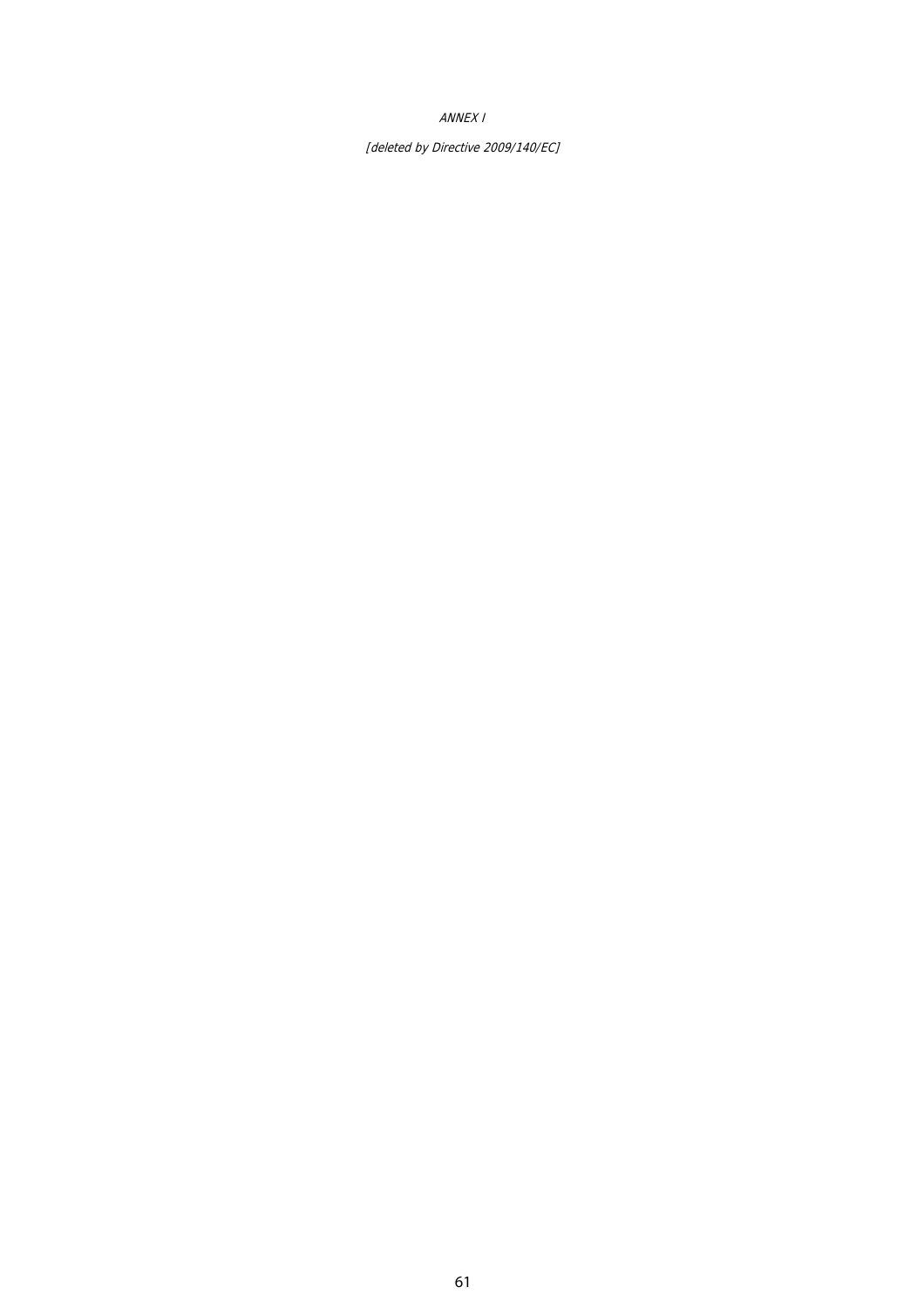*ANNEX I*

*[deleted by Directive 2009/140/EC]*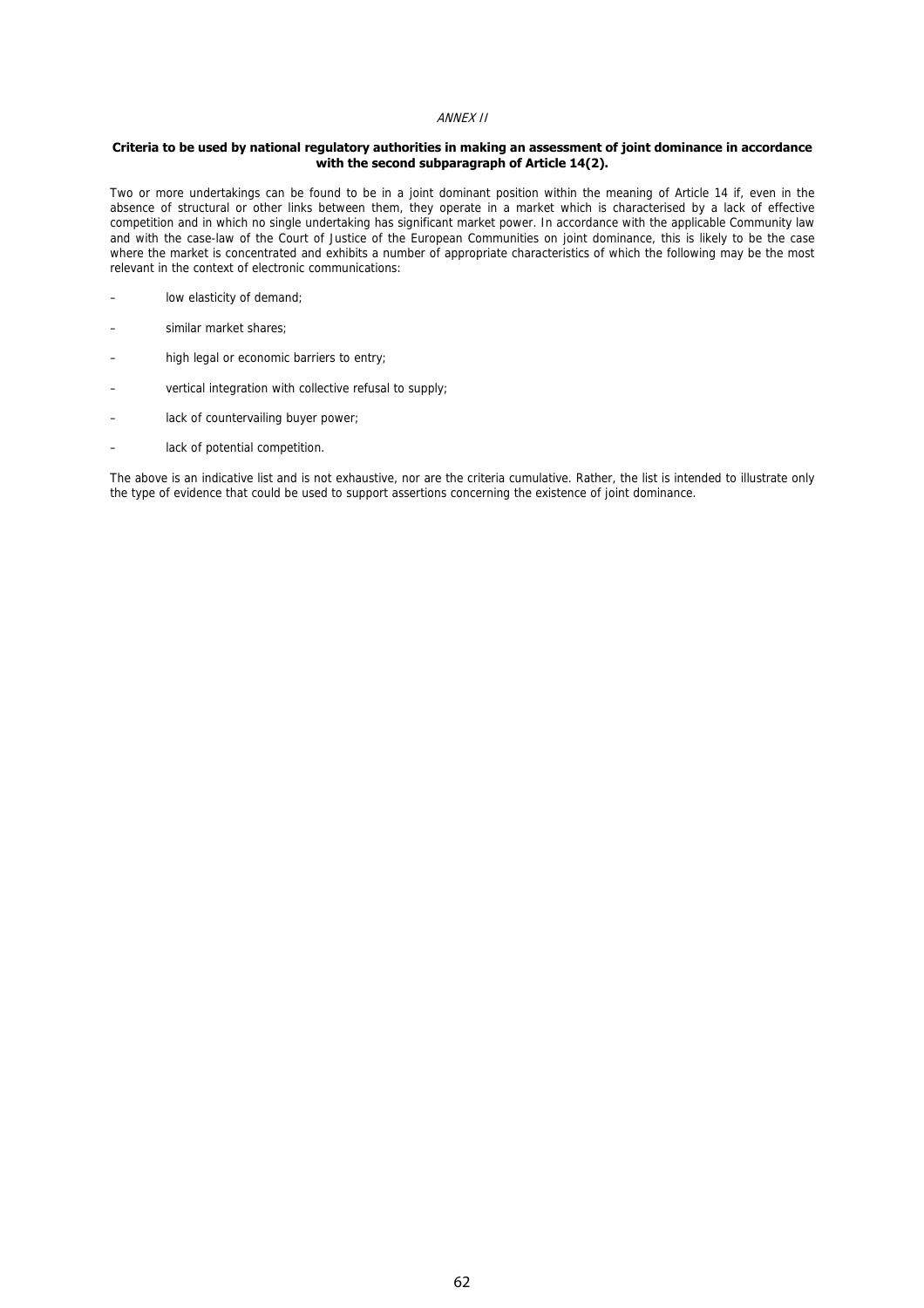*ANNEX II*

**Criteria to be used by national regulatory authorities in making an assessment of joint dominance in accordance with the second subparagraph of Article 14(2).**

Two or more undertakings can be found to be in a joint dominant position within the meaning of Article 14 if, even in the absence of structural or other links between them, they operate in a market which is characterised by a lack of effective competition and in which no single undertaking has significant market power. In accordance with the applicable Community law and with the case-law of the Court of Justice of the European Communities on joint dominance, this is likely to be the case where the market is concentrated and exhibits a number of appropriate characteristics of which the following may be the most relevant in the context of electronic communications:

- low elasticity of demand;
- similar market shares;
- high legal or economic barriers to entry;
- vertical integration with collective refusal to supply;
- lack of countervailing buyer power;
- lack of potential competition.

The above is an indicative list and is not exhaustive, nor are the criteria cumulative. Rather, the list is intended to illustrate only the type of evidence that could be used to support assertions concerning the existence of joint dominance.